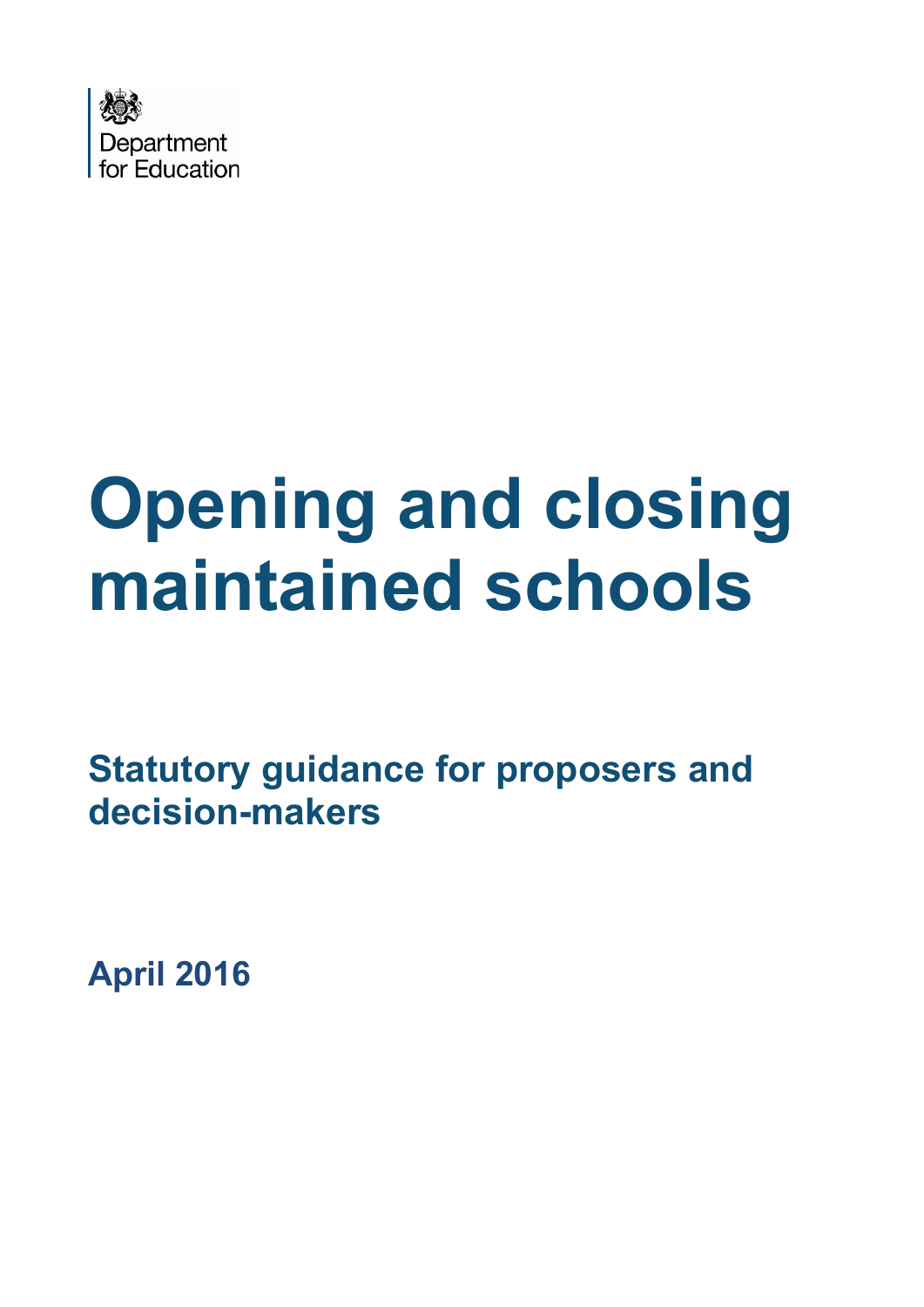Department for Education

# Opening and closing maintained schools

## Statutory guidance for proposers and decision-makers

**April 2016**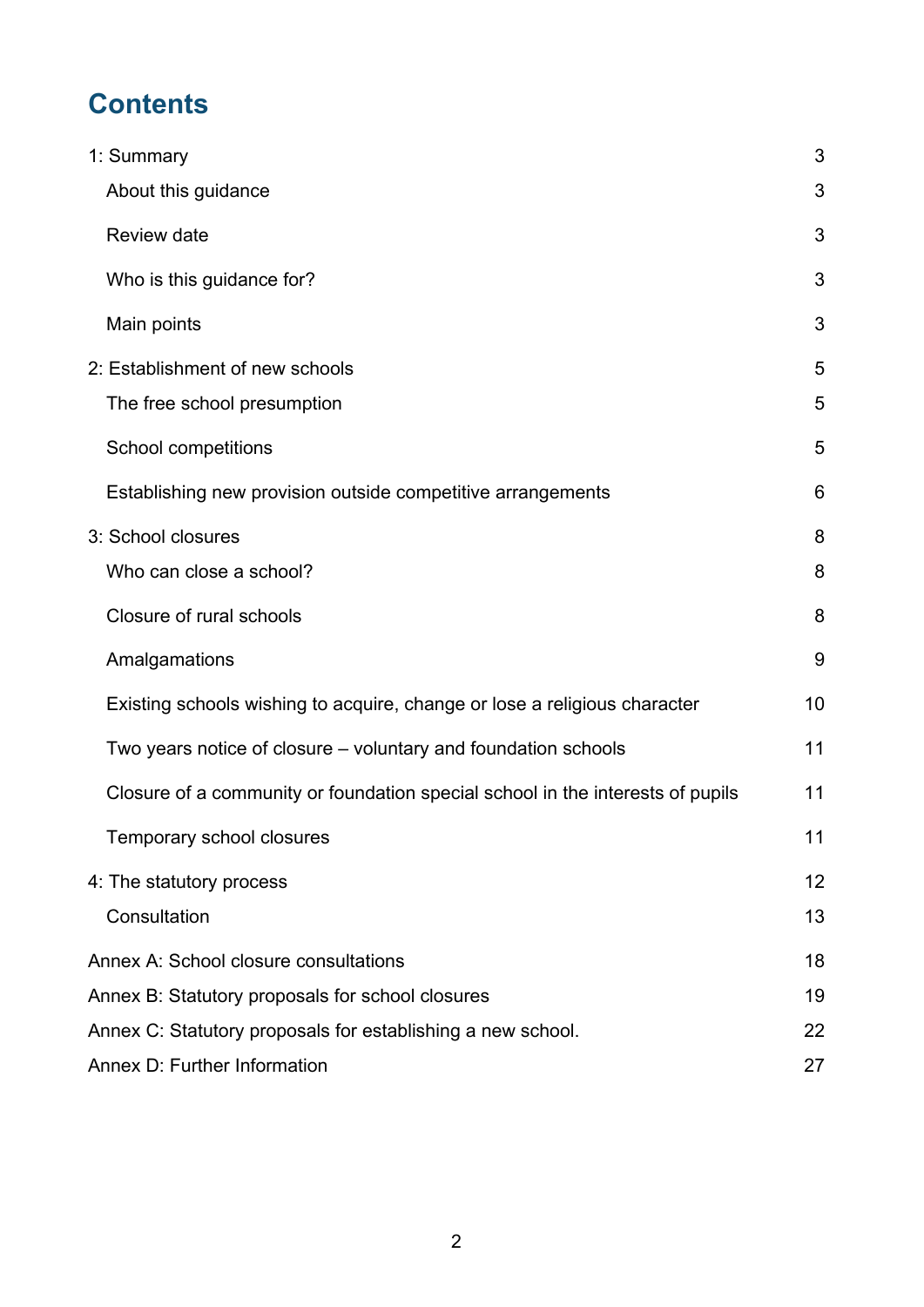# Contents

| | |
|---|---|
| 1: Summary | 3 |
| About this guidance | 3 |
| Review date | 3 |
| Who is this guidance for? | 3 |
| Main points | 3 |
| 2: Establishment of new schools | 5 |
| The free school presumption | 5 |
| School competitions | 5 |
| Establishing new provision outside competitive arrangements | 6 |
| 3: School closures | 8 |
| Who can close a school? | 8 |
| Closure of rural schools | 8 |
| Amalgamations | 9 |
| Existing schools wishing to acquire, change or lose a religious character | 10 |
| Two years notice of closure – voluntary and foundation schools | 11 |
| Closure of a community or foundation special school in the interests of pupils | 11 |
| Temporary school closures | 11 |
| 4: The statutory process | 12 |
| Consultation | 13 |
| Annex A: School closure consultations | 18 |
| Annex B: Statutory proposals for school closures | 19 |
| Annex C: Statutory proposals for establishing a new school. | 22 |
| Annex D: Further Information | 27 |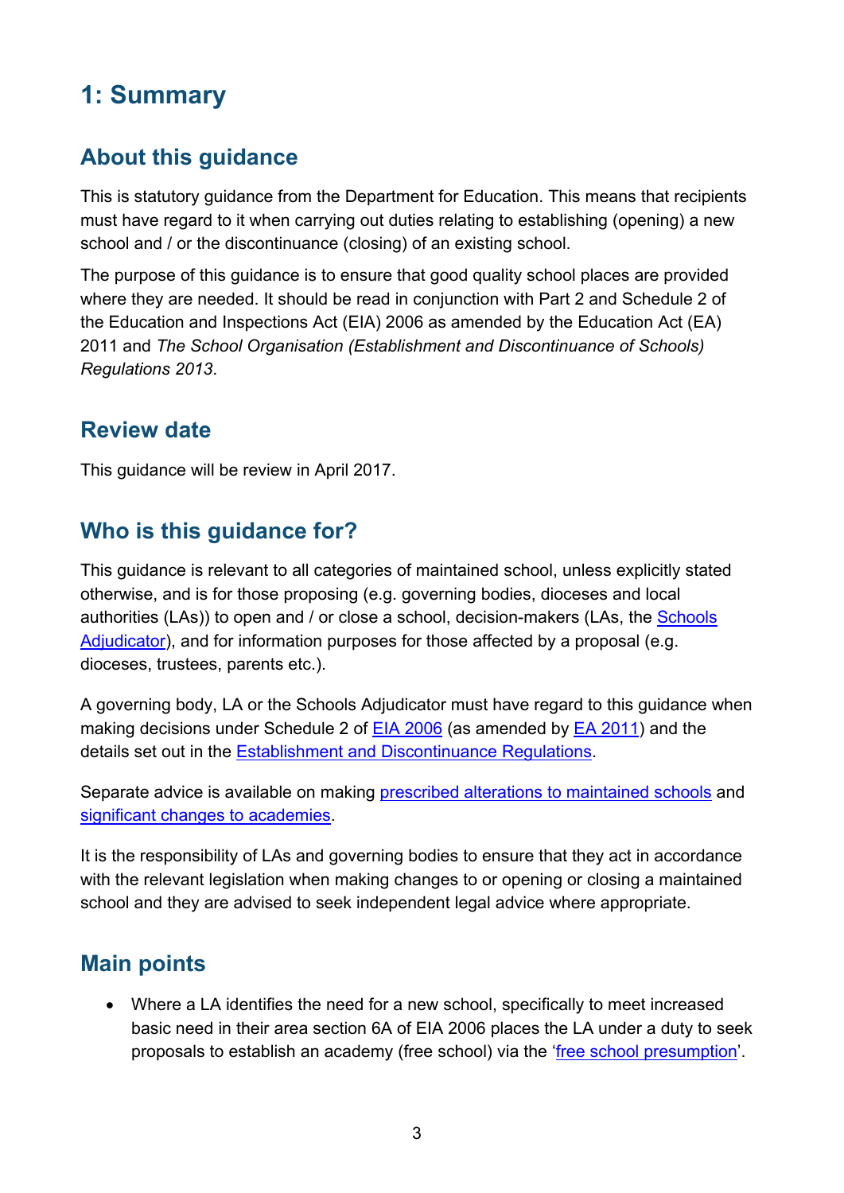# 1: Summary

## About this guidance

This is statutory guidance from the Department for Education. This means that recipients must have regard to it when carrying out duties relating to establishing (opening) a new school and / or the discontinuance (closing) of an existing school.

The purpose of this guidance is to ensure that good quality school places are provided where they are needed. It should be read in conjunction with Part 2 and Schedule 2 of the Education and Inspections Act (EIA) 2006 as amended by the Education Act (EA) 2011 and *The School Organisation (Establishment and Discontinuance of Schools) Regulations 2013*.

## Review date

This guidance will be review in April 2017.

## Who is this guidance for?

This guidance is relevant to all categories of maintained school, unless explicitly stated otherwise, and is for those proposing (e.g. governing bodies, dioceses and local authorities (LAs)) to open and / or close a school, decision-makers (LAs, the Schools Adjudicator), and for information purposes for those affected by a proposal (e.g. dioceses, trustees, parents etc.).

A governing body, LA or the Schools Adjudicator must have regard to this guidance when making decisions under Schedule 2 of EIA 2006 (as amended by EA 2011) and the details set out in the Establishment and Discontinuance Regulations.

Separate advice is available on making prescribed alterations to maintained schools and significant changes to academies.

It is the responsibility of LAs and governing bodies to ensure that they act in accordance with the relevant legislation when making changes to or opening or closing a maintained school and they are advised to seek independent legal advice where appropriate.

## Main points

- Where a LA identifies the need for a new school, specifically to meet increased basic need in their area section 6A of EIA 2006 places the LA under a duty to seek proposals to establish an academy (free school) via the 'free school presumption'.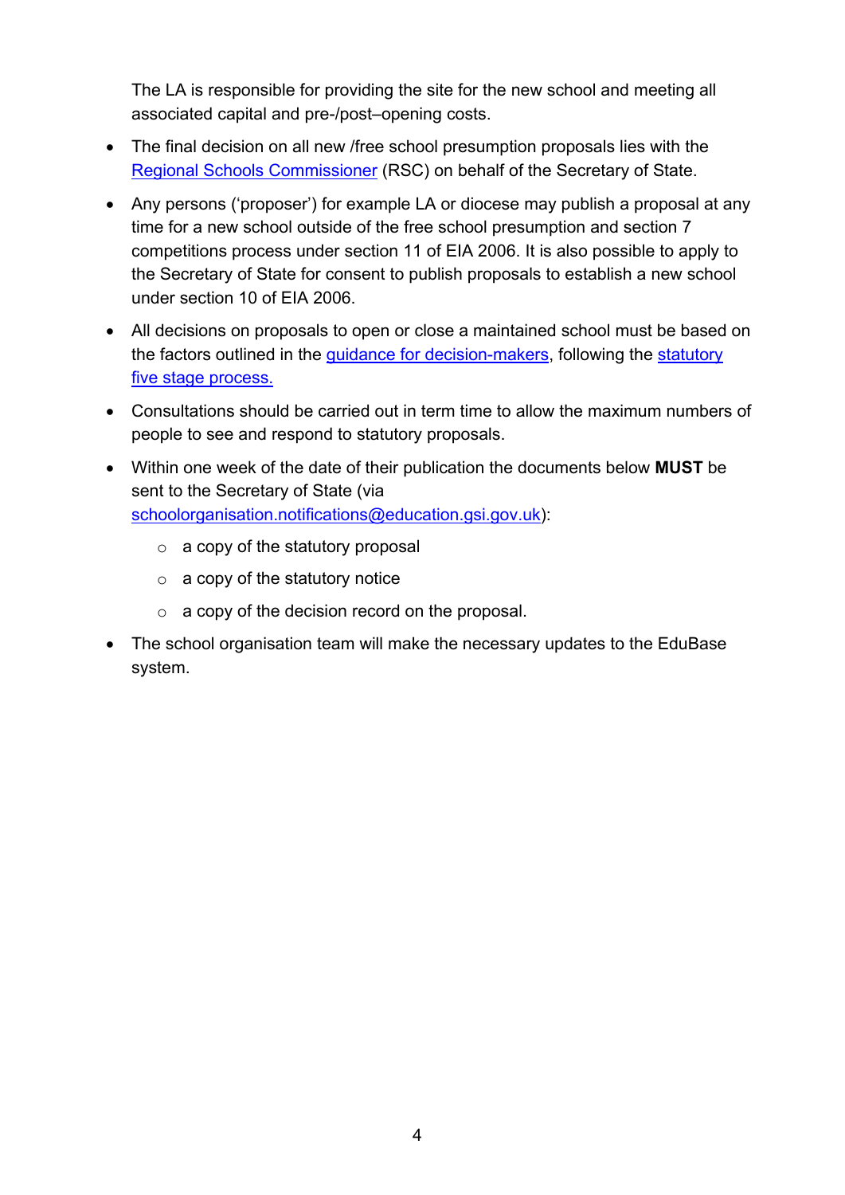The LA is responsible for providing the site for the new school and meeting all associated capital and pre-/post–opening costs.

- The final decision on all new /free school presumption proposals lies with the Regional Schools Commissioner (RSC) on behalf of the Secretary of State.
- Any persons ('proposer') for example LA or diocese may publish a proposal at any time for a new school outside of the free school presumption and section 7 competitions process under section 11 of EIA 2006. It is also possible to apply to the Secretary of State for consent to publish proposals to establish a new school under section 10 of EIA 2006.
- All decisions on proposals to open or close a maintained school must be based on the factors outlined in the guidance for decision-makers, following the statutory five stage process.
- Consultations should be carried out in term time to allow the maximum numbers of people to see and respond to statutory proposals.
- Within one week of the date of their publication the documents below **MUST** be sent to the Secretary of State (via schoolorganisation.notifications@education.gsi.gov.uk):
    - a copy of the statutory proposal
    - a copy of the statutory notice
    - a copy of the decision record on the proposal.
- The school organisation team will make the necessary updates to the EduBase system.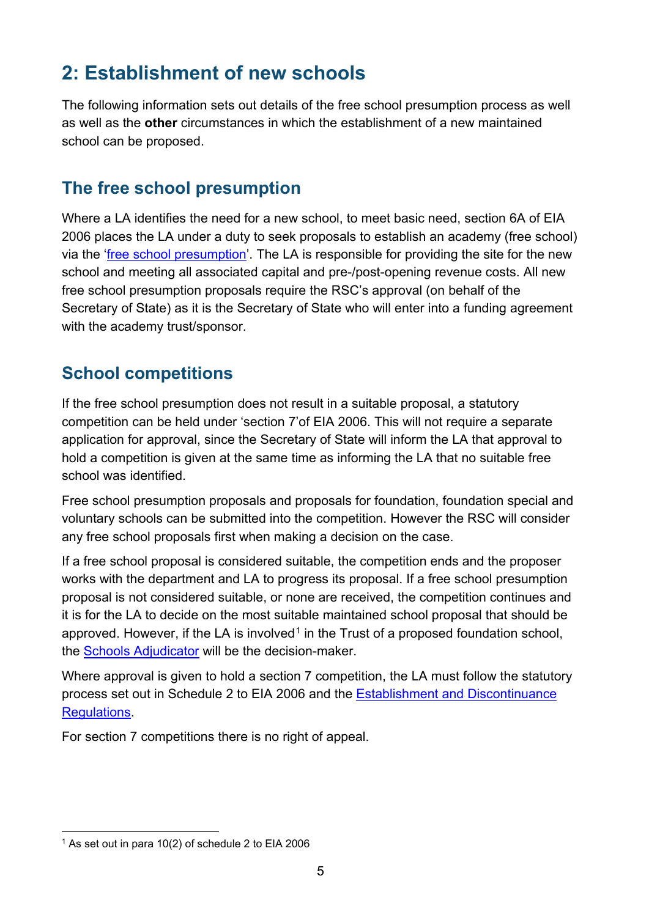## 2: Establishment of new schools

The following information sets out details of the free school presumption process as well as well as the **other** circumstances in which the establishment of a new maintained school can be proposed.

### The free school presumption

Where a LA identifies the need for a new school, to meet basic need, section 6A of EIA 2006 places the LA under a duty to seek proposals to establish an academy (free school) via the '[free school presumption](#)'. The LA is responsible for providing the site for the new school and meeting all associated capital and pre-/post-opening revenue costs. All new free school presumption proposals require the RSC's approval (on behalf of the Secretary of State) as it is the Secretary of State who will enter into a funding agreement with the academy trust/sponsor.

### School competitions

If the free school presumption does not result in a suitable proposal, a statutory competition can be held under 'section 7'of EIA 2006. This will not require a separate application for approval, since the Secretary of State will inform the LA that approval to hold a competition is given at the same time as informing the LA that no suitable free school was identified.

Free school presumption proposals and proposals for foundation, foundation special and voluntary schools can be submitted into the competition. However the RSC will consider any free school proposals first when making a decision on the case.

If a free school proposal is considered suitable, the competition ends and the proposer works with the department and LA to progress its proposal. If a free school presumption proposal is not considered suitable, or none are received, the competition continues and it is for the LA to decide on the most suitable maintained school proposal that should be approved. However, if the LA is involved[1] in the Trust of a proposed foundation school, the [Schools Adjudicator](#) will be the decision-maker.

Where approval is given to hold a section 7 competition, the LA must follow the statutory process set out in Schedule 2 to EIA 2006 and the [Establishment and Discontinuance Regulations](#).

For section 7 competitions there is no right of appeal.

---

[1] As set out in para 10(2) of schedule 2 to EIA 2006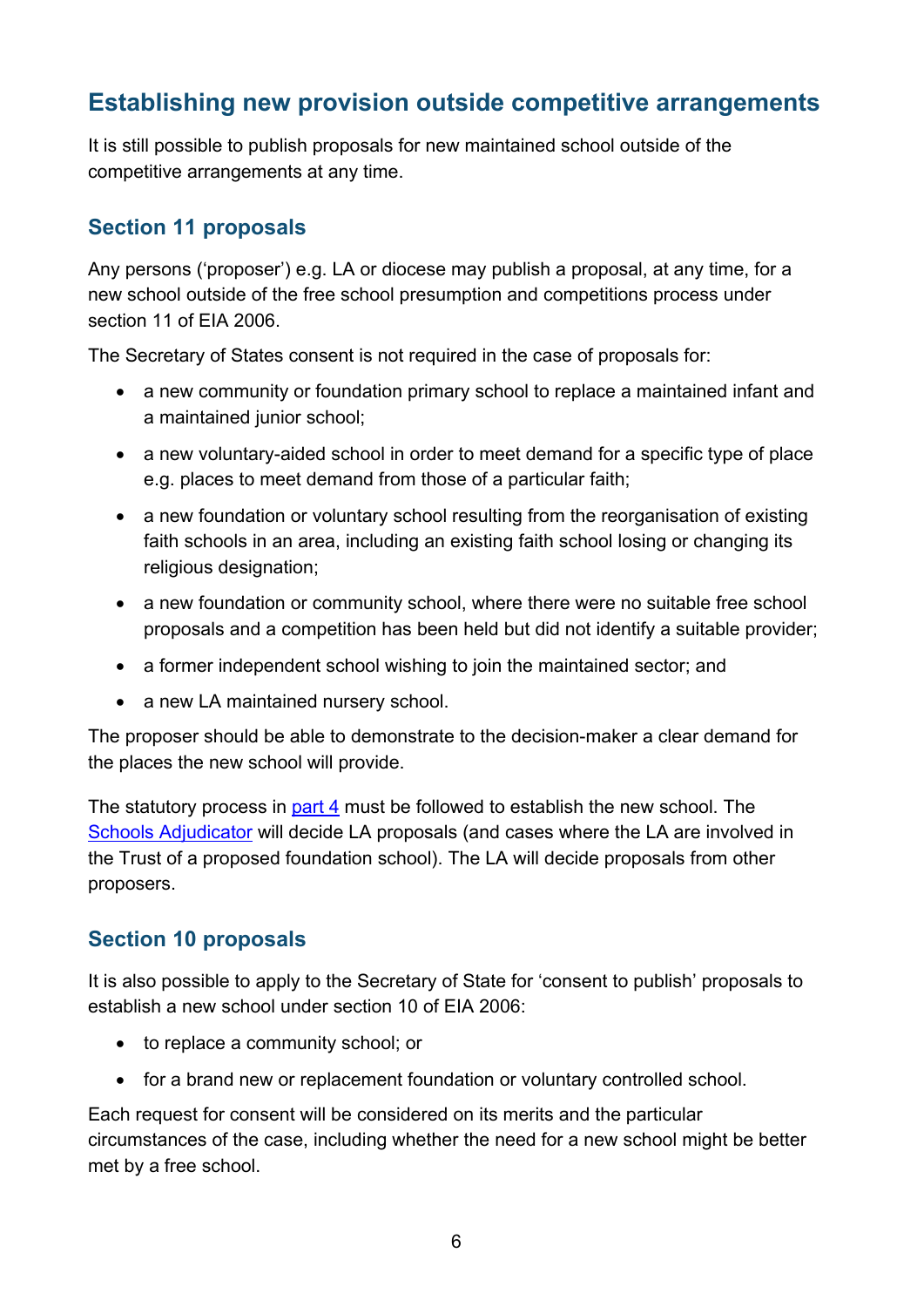## Establishing new provision outside competitive arrangements

It is still possible to publish proposals for new maintained school outside of the competitive arrangements at any time.

### Section 11 proposals

Any persons ('proposer') e.g. LA or diocese may publish a proposal, at any time, for a new school outside of the free school presumption and competitions process under section 11 of EIA 2006.

The Secretary of States consent is not required in the case of proposals for:

- a new community or foundation primary school to replace a maintained infant and a maintained junior school;
- a new voluntary-aided school in order to meet demand for a specific type of place e.g. places to meet demand from those of a particular faith;
- a new foundation or voluntary school resulting from the reorganisation of existing faith schools in an area, including an existing faith school losing or changing its religious designation;
- a new foundation or community school, where there were no suitable free school proposals and a competition has been held but did not identify a suitable provider;
- a former independent school wishing to join the maintained sector; and
- a new LA maintained nursery school.

The proposer should be able to demonstrate to the decision-maker a clear demand for the places the new school will provide.

The statutory process in part 4 must be followed to establish the new school. The Schools Adjudicator will decide LA proposals (and cases where the LA are involved in the Trust of a proposed foundation school). The LA will decide proposals from other proposers.

### Section 10 proposals

It is also possible to apply to the Secretary of State for 'consent to publish' proposals to establish a new school under section 10 of EIA 2006:

- to replace a community school; or
- for a brand new or replacement foundation or voluntary controlled school.

Each request for consent will be considered on its merits and the particular circumstances of the case, including whether the need for a new school might be better met by a free school.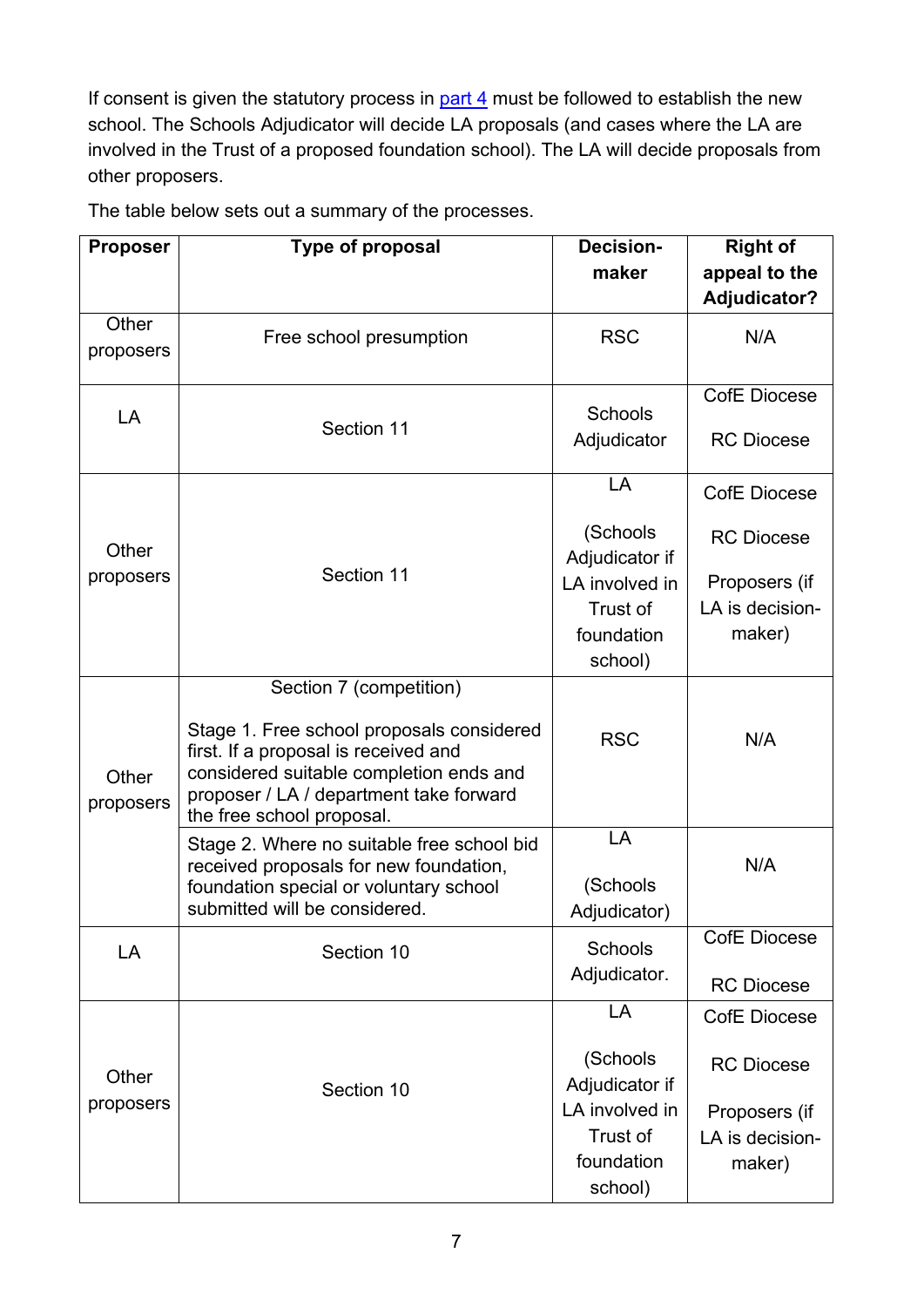If consent is given the statutory process in [part 4](#) must be followed to establish the new school. The Schools Adjudicator will decide LA proposals (and cases where the LA are involved in the Trust of a proposed foundation school). The LA will decide proposals from other proposers.

The table below sets out a summary of the processes.

| Proposer | Type of proposal | Decision-maker | Right of appeal to the Adjudicator? |
|---|---|---|---|
| Other proposers | Free school presumption | RSC | N/A |
| LA | Section 11 | Schools Adjudicator | CofE Diocese<br><br>RC Diocese |
| Other proposers | Section 11 | LA<br><br>(Schools Adjudicator if LA involved in Trust of foundation school) | CofE Diocese<br><br>RC Diocese<br><br>Proposers (if LA is decision-maker) |
| Other proposers | Section 7 (competition)<br><br>Stage 1. Free school proposals considered first. If a proposal is received and considered suitable completion ends and proposer / LA / department take forward the free school proposal. | RSC | N/A |
| | Stage 2. Where no suitable free school bid received proposals for new foundation, foundation special or voluntary school submitted will be considered. | LA<br><br>(Schools Adjudicator) | N/A |
| LA | Section 10 | Schools Adjudicator. | CofE Diocese<br><br>RC Diocese |
| Other proposers | Section 10 | LA<br><br>(Schools Adjudicator if LA involved in Trust of foundation school) | CofE Diocese<br><br>RC Diocese<br><br>Proposers (if LA is decision-maker) |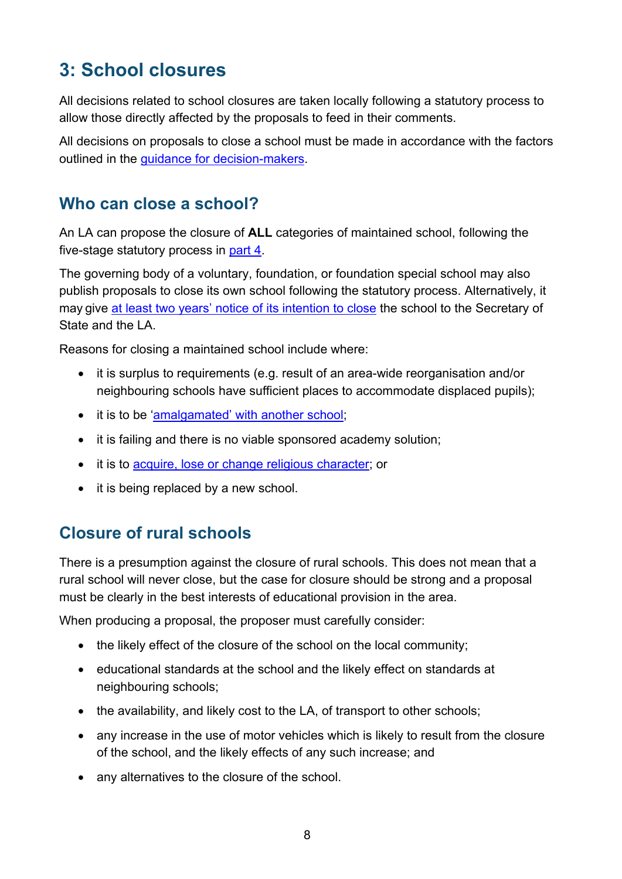## 3: School closures

All decisions related to school closures are taken locally following a statutory process to allow those directly affected by the proposals to feed in their comments.

All decisions on proposals to close a school must be made in accordance with the factors outlined in the guidance for decision-makers.

### Who can close a school?

An LA can propose the closure of **ALL** categories of maintained school, following the five-stage statutory process in part 4.

The governing body of a voluntary, foundation, or foundation special school may also publish proposals to close its own school following the statutory process. Alternatively, it may give at least two years' notice of its intention to close the school to the Secretary of State and the LA.

Reasons for closing a maintained school include where:

- it is surplus to requirements (e.g. result of an area-wide reorganisation and/or neighbouring schools have sufficient places to accommodate displaced pupils);
- it is to be 'amalgamated' with another school;
- it is failing and there is no viable sponsored academy solution;
- it is to acquire, lose or change religious character; or
- it is being replaced by a new school.

### Closure of rural schools

There is a presumption against the closure of rural schools. This does not mean that a rural school will never close, but the case for closure should be strong and a proposal must be clearly in the best interests of educational provision in the area.

When producing a proposal, the proposer must carefully consider:

- the likely effect of the closure of the school on the local community;
- educational standards at the school and the likely effect on standards at neighbouring schools;
- the availability, and likely cost to the LA, of transport to other schools;
- any increase in the use of motor vehicles which is likely to result from the closure of the school, and the likely effects of any such increase; and
- any alternatives to the closure of the school.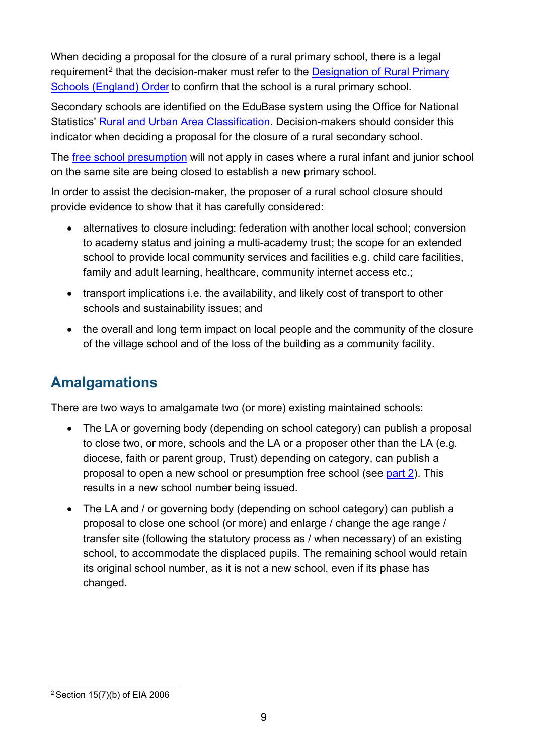When deciding a proposal for the closure of a rural primary school, there is a legal requirement[2] that the decision-maker must refer to the [Designation of Rural Primary Schools (England) Order](#) to confirm that the school is a rural primary school.

Secondary schools are identified on the EduBase system using the Office for National Statistics' [Rural and Urban Area Classification](#). Decision-makers should consider this indicator when deciding a proposal for the closure of a rural secondary school.

The [free school presumption](#) will not apply in cases where a rural infant and junior school on the same site are being closed to establish a new primary school.

In order to assist the decision-maker, the proposer of a rural school closure should provide evidence to show that it has carefully considered:

- alternatives to closure including: federation with another local school; conversion to academy status and joining a multi-academy trust; the scope for an extended school to provide local community services and facilities e.g. child care facilities, family and adult learning, healthcare, community internet access etc.;
- transport implications i.e. the availability, and likely cost of transport to other schools and sustainability issues; and
- the overall and long term impact on local people and the community of the closure of the village school and of the loss of the building as a community facility.

## Amalgamations

There are two ways to amalgamate two (or more) existing maintained schools:

- The LA or governing body (depending on school category) can publish a proposal to close two, or more, schools and the LA or a proposer other than the LA (e.g. diocese, faith or parent group, Trust) depending on category, can publish a proposal to open a new school or presumption free school (see [part 2](#)). This results in a new school number being issued.
- The LA and / or governing body (depending on school category) can publish a proposal to close one school (or more) and enlarge / change the age range / transfer site (following the statutory process as / when necessary) of an existing school, to accommodate the displaced pupils. The remaining school would retain its original school number, as it is not a new school, even if its phase has changed.

[2] Section 15(7)(b) of EIA 2006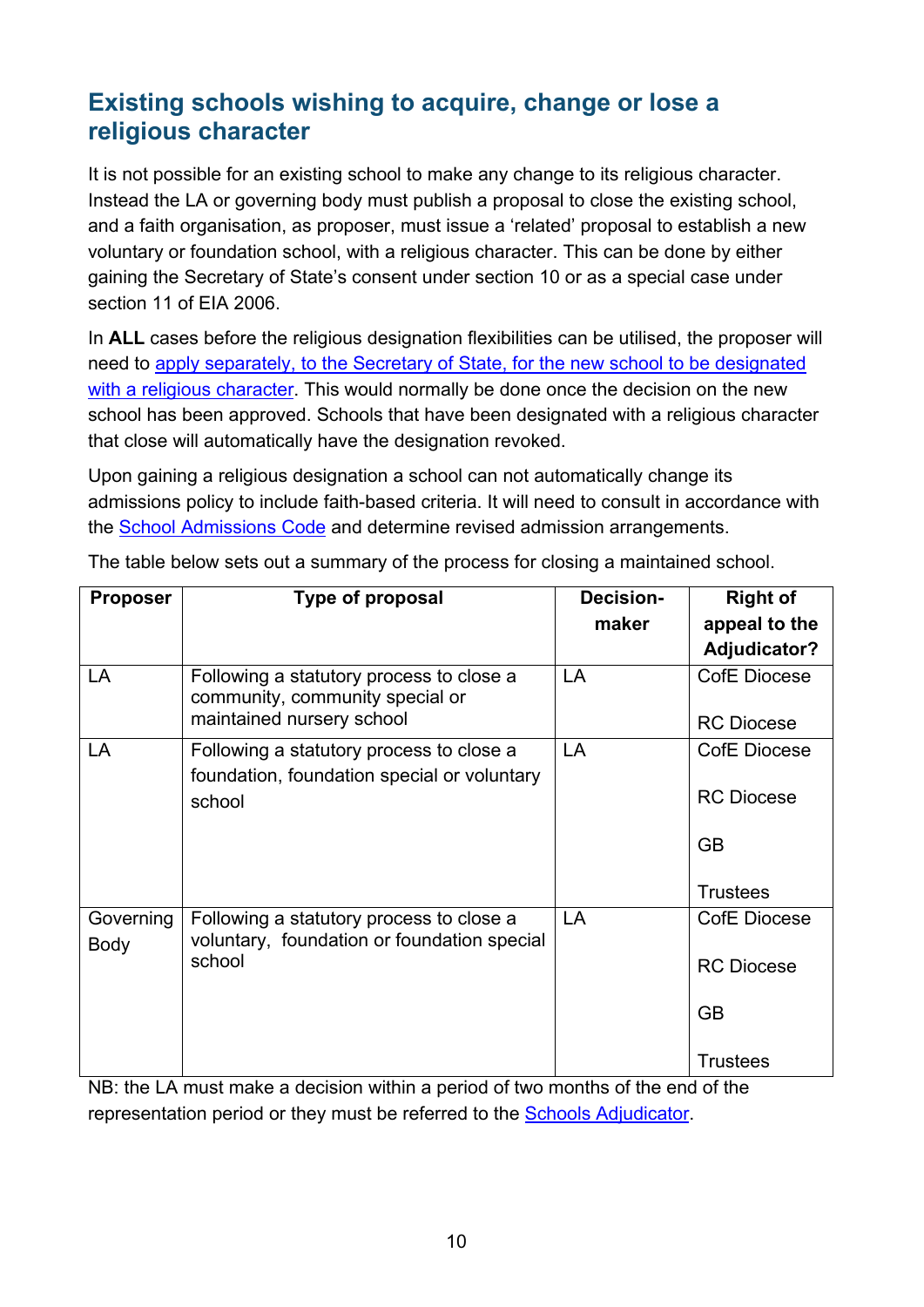## Existing schools wishing to acquire, change or lose a religious character

It is not possible for an existing school to make any change to its religious character. Instead the LA or governing body must publish a proposal to close the existing school, and a faith organisation, as proposer, must issue a 'related' proposal to establish a new voluntary or foundation school, with a religious character. This can be done by either gaining the Secretary of State's consent under section 10 or as a special case under section 11 of EIA 2006.

In **ALL** cases before the religious designation flexibilities can be utilised, the proposer will need to apply separately, to the Secretary of State, for the new school to be designated with a religious character. This would normally be done once the decision on the new school has been approved. Schools that have been designated with a religious character that close will automatically have the designation revoked.

Upon gaining a religious designation a school can not automatically change its admissions policy to include faith-based criteria. It will need to consult in accordance with the School Admissions Code and determine revised admission arrangements.

The table below sets out a summary of the process for closing a maintained school.

| Proposer | Type of proposal | Decision-maker | Right of appeal to the Adjudicator? |
|---|---|---|---|
| LA | Following a statutory process to close a community, community special or maintained nursery school | LA | CofE Diocese<br><br>RC Diocese |
| LA | Following a statutory process to close a foundation, foundation special or voluntary school | LA | CofE Diocese<br><br>RC Diocese<br><br>GB<br><br>Trustees |
| Governing Body | Following a statutory process to close a voluntary, foundation or foundation special school | LA | CofE Diocese<br><br>RC Diocese<br><br>GB<br><br>Trustees |

NB: the LA must make a decision within a period of two months of the end of the representation period or they must be referred to the Schools Adjudicator.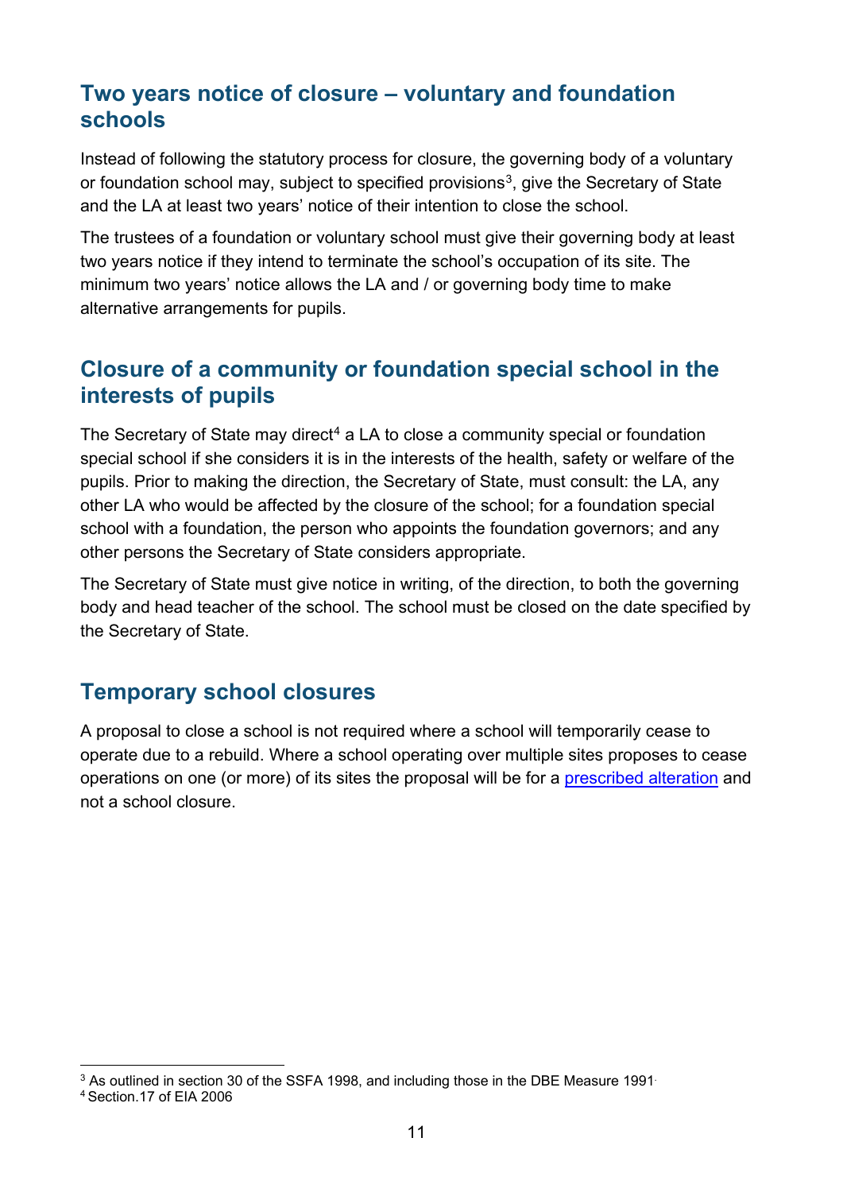## Two years notice of closure – voluntary and foundation schools

Instead of following the statutory process for closure, the governing body of a voluntary or foundation school may, subject to specified provisions[3], give the Secretary of State and the LA at least two years' notice of their intention to close the school.

The trustees of a foundation or voluntary school must give their governing body at least two years notice if they intend to terminate the school's occupation of its site. The minimum two years' notice allows the LA and / or governing body time to make alternative arrangements for pupils.

## Closure of a community or foundation special school in the interests of pupils

The Secretary of State may direct[4] a LA to close a community special or foundation special school if she considers it is in the interests of the health, safety or welfare of the pupils. Prior to making the direction, the Secretary of State, must consult: the LA, any other LA who would be affected by the closure of the school; for a foundation special school with a foundation, the person who appoints the foundation governors; and any other persons the Secretary of State considers appropriate.

The Secretary of State must give notice in writing, of the direction, to both the governing body and head teacher of the school. The school must be closed on the date specified by the Secretary of State.

## Temporary school closures

A proposal to close a school is not required where a school will temporarily cease to operate due to a rebuild. Where a school operating over multiple sites proposes to cease operations on one (or more) of its sites the proposal will be for a prescribed alteration and not a school closure.

---

[3] As outlined in section 30 of the SSFA 1998, and including those in the DBE Measure 1991.

[4] Section.17 of EIA 2006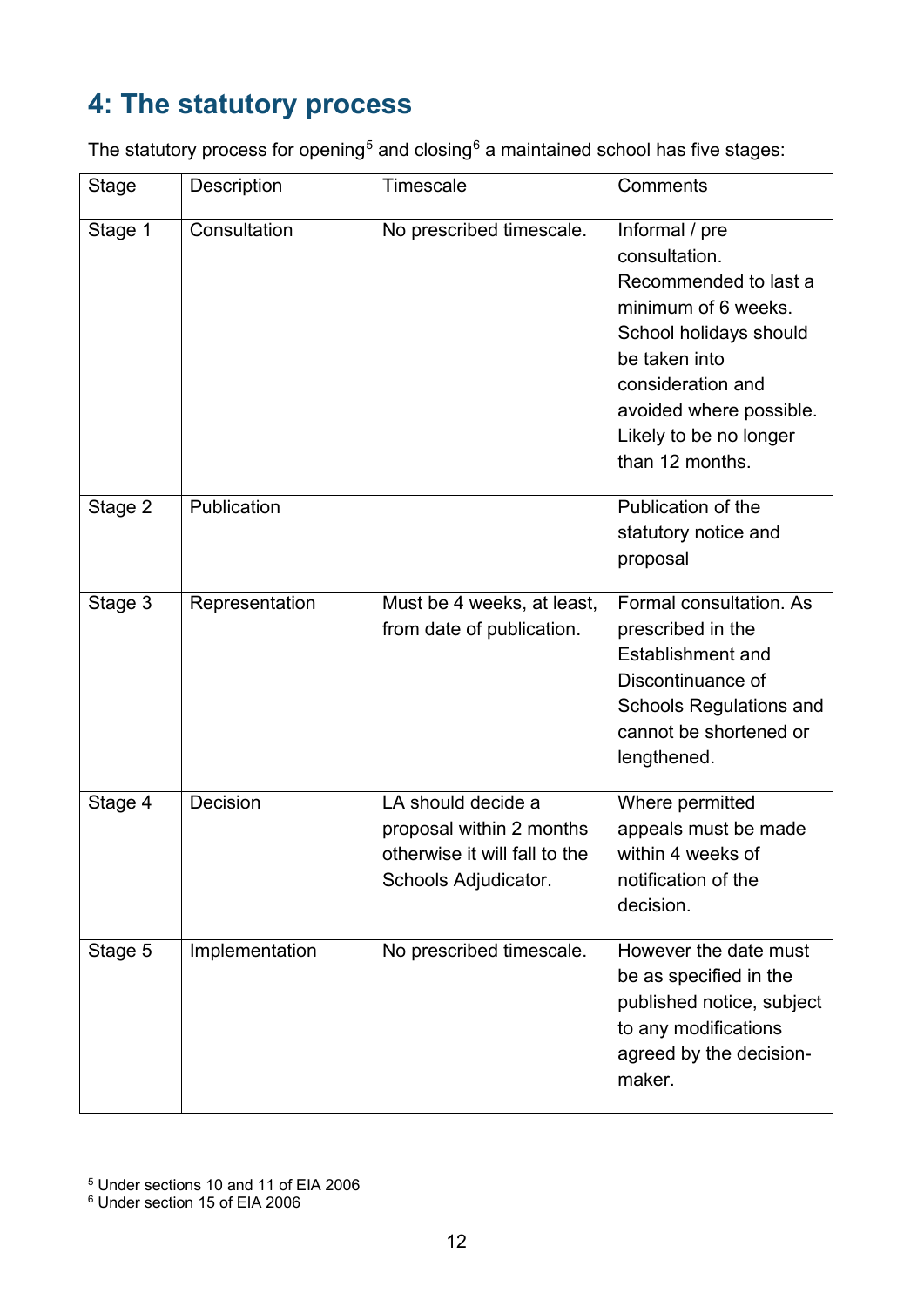# 4: The statutory process

The statutory process for opening[5] and closing[6] a maintained school has five stages:

| Stage | Description | Timescale | Comments |
|---|---|---|---|
| Stage 1 | Consultation | No prescribed timescale. | Informal / pre consultation. Recommended to last a minimum of 6 weeks. School holidays should be taken into consideration and avoided where possible. Likely to be no longer than 12 months. |
| Stage 2 | Publication | | Publication of the statutory notice and proposal |
| Stage 3 | Representation | Must be 4 weeks, at least, from date of publication. | Formal consultation. As prescribed in the Establishment and Discontinuance of Schools Regulations and cannot be shortened or lengthened. |
| Stage 4 | Decision | LA should decide a proposal within 2 months otherwise it will fall to the Schools Adjudicator. | Where permitted appeals must be made within 4 weeks of notification of the decision. |
| Stage 5 | Implementation | No prescribed timescale. | However the date must be as specified in the published notice, subject to any modifications agreed by the decision-maker. |

[5] Under sections 10 and 11 of EIA 2006

[6] Under section 15 of EIA 2006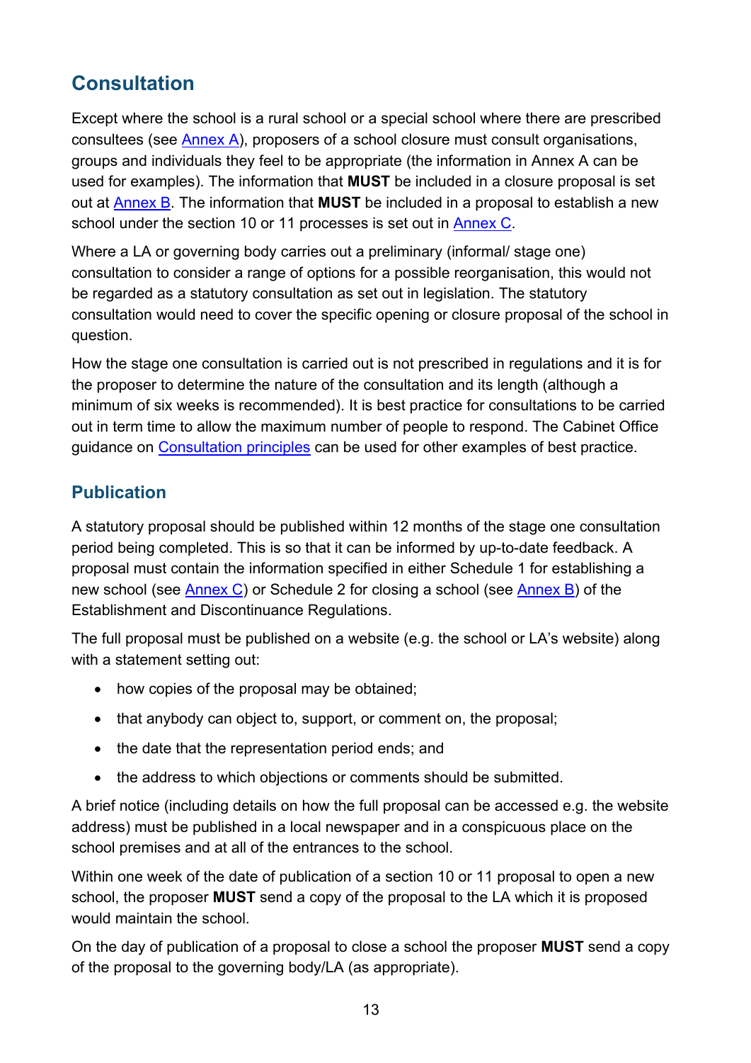## Consultation

Except where the school is a rural school or a special school where there are prescribed consultees (see Annex A), proposers of a school closure must consult organisations, groups and individuals they feel to be appropriate (the information in Annex A can be used for examples). The information that **MUST** be included in a closure proposal is set out at Annex B. The information that **MUST** be included in a proposal to establish a new school under the section 10 or 11 processes is set out in Annex C.

Where a LA or governing body carries out a preliminary (informal/ stage one) consultation to consider a range of options for a possible reorganisation, this would not be regarded as a statutory consultation as set out in legislation. The statutory consultation would need to cover the specific opening or closure proposal of the school in question.

How the stage one consultation is carried out is not prescribed in regulations and it is for the proposer to determine the nature of the consultation and its length (although a minimum of six weeks is recommended). It is best practice for consultations to be carried out in term time to allow the maximum number of people to respond. The Cabinet Office guidance on Consultation principles can be used for other examples of best practice.

### Publication

A statutory proposal should be published within 12 months of the stage one consultation period being completed. This is so that it can be informed by up-to-date feedback. A proposal must contain the information specified in either Schedule 1 for establishing a new school (see Annex C) or Schedule 2 for closing a school (see Annex B) of the Establishment and Discontinuance Regulations.

The full proposal must be published on a website (e.g. the school or LA's website) along with a statement setting out:

- how copies of the proposal may be obtained;
- that anybody can object to, support, or comment on, the proposal;
- the date that the representation period ends; and
- the address to which objections or comments should be submitted.

A brief notice (including details on how the full proposal can be accessed e.g. the website address) must be published in a local newspaper and in a conspicuous place on the school premises and at all of the entrances to the school.

Within one week of the date of publication of a section 10 or 11 proposal to open a new school, the proposer **MUST** send a copy of the proposal to the LA which it is proposed would maintain the school.

On the day of publication of a proposal to close a school the proposer **MUST** send a copy of the proposal to the governing body/LA (as appropriate).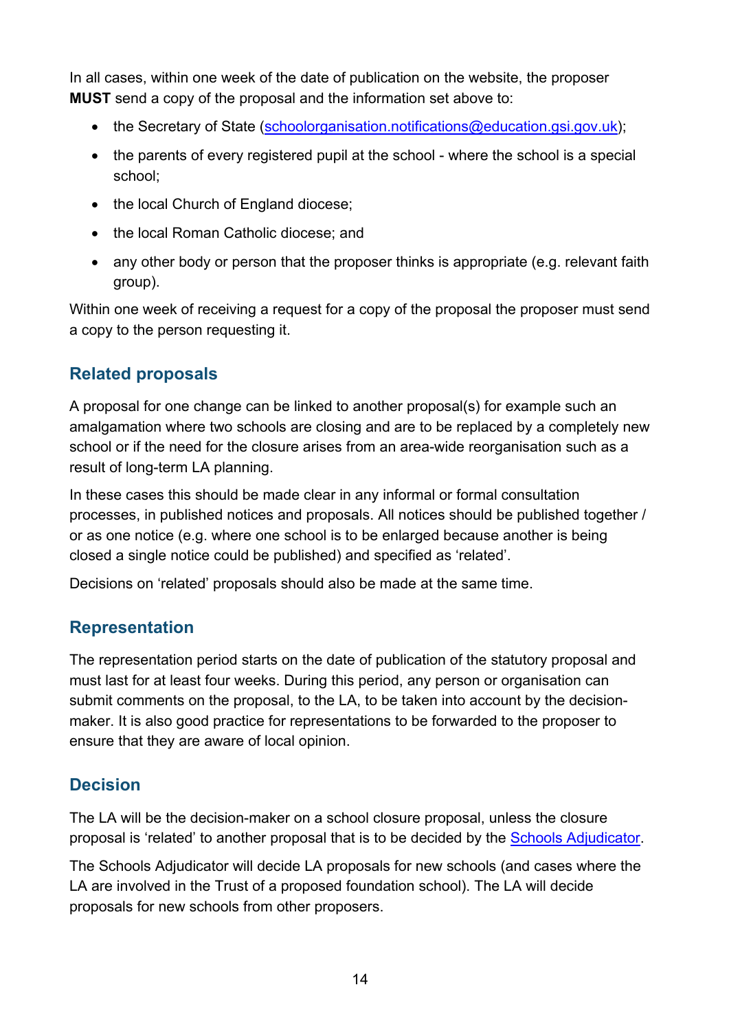In all cases, within one week of the date of publication on the website, the proposer **MUST** send a copy of the proposal and the information set above to:

- the Secretary of State (schoolorganisation.notifications@education.gsi.gov.uk);
- the parents of every registered pupil at the school - where the school is a special school;
- the local Church of England diocese;
- the local Roman Catholic diocese; and
- any other body or person that the proposer thinks is appropriate (e.g. relevant faith group).

Within one week of receiving a request for a copy of the proposal the proposer must send a copy to the person requesting it.

## Related proposals

A proposal for one change can be linked to another proposal(s) for example such an amalgamation where two schools are closing and are to be replaced by a completely new school or if the need for the closure arises from an area-wide reorganisation such as a result of long-term LA planning.

In these cases this should be made clear in any informal or formal consultation processes, in published notices and proposals. All notices should be published together / or as one notice (e.g. where one school is to be enlarged because another is being closed a single notice could be published) and specified as 'related'.

Decisions on 'related' proposals should also be made at the same time.

## Representation

The representation period starts on the date of publication of the statutory proposal and must last for at least four weeks. During this period, any person or organisation can submit comments on the proposal, to the LA, to be taken into account by the decision-maker. It is also good practice for representations to be forwarded to the proposer to ensure that they are aware of local opinion.

## Decision

The LA will be the decision-maker on a school closure proposal, unless the closure proposal is 'related' to another proposal that is to be decided by the Schools Adjudicator.

The Schools Adjudicator will decide LA proposals for new schools (and cases where the LA are involved in the Trust of a proposed foundation school). The LA will decide proposals for new schools from other proposers.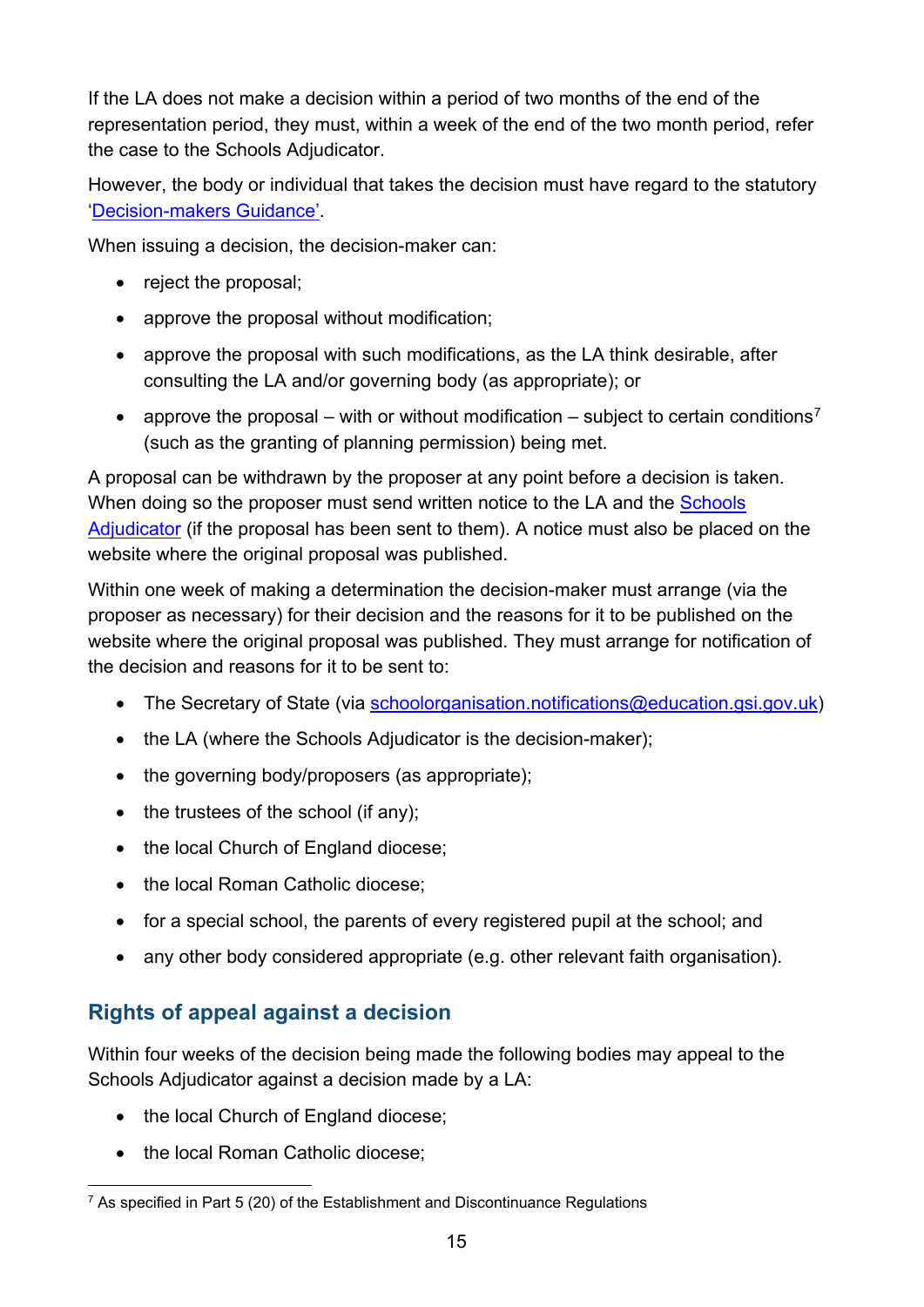If the LA does not make a decision within a period of two months of the end of the representation period, they must, within a week of the end of the two month period, refer the case to the Schools Adjudicator.

However, the body or individual that takes the decision must have regard to the statutory 'Decision-makers Guidance'.

When issuing a decision, the decision-maker can:

- reject the proposal;
- approve the proposal without modification;
- approve the proposal with such modifications, as the LA think desirable, after consulting the LA and/or governing body (as appropriate); or
- approve the proposal – with or without modification – subject to certain conditions[7] (such as the granting of planning permission) being met.

A proposal can be withdrawn by the proposer at any point before a decision is taken. When doing so the proposer must send written notice to the LA and the Schools Adjudicator (if the proposal has been sent to them). A notice must also be placed on the website where the original proposal was published.

Within one week of making a determination the decision-maker must arrange (via the proposer as necessary) for their decision and the reasons for it to be published on the website where the original proposal was published. They must arrange for notification of the decision and reasons for it to be sent to:

- The Secretary of State (via schoolorganisation.notifications@education.gsi.gov.uk)
- the LA (where the Schools Adjudicator is the decision-maker);
- the governing body/proposers (as appropriate);
- the trustees of the school (if any);
- the local Church of England diocese;
- the local Roman Catholic diocese;
- for a special school, the parents of every registered pupil at the school; and
- any other body considered appropriate (e.g. other relevant faith organisation).

## Rights of appeal against a decision

Within four weeks of the decision being made the following bodies may appeal to the Schools Adjudicator against a decision made by a LA:

- the local Church of England diocese;
- the local Roman Catholic diocese;

[7] As specified in Part 5 (20) of the Establishment and Discontinuance Regulations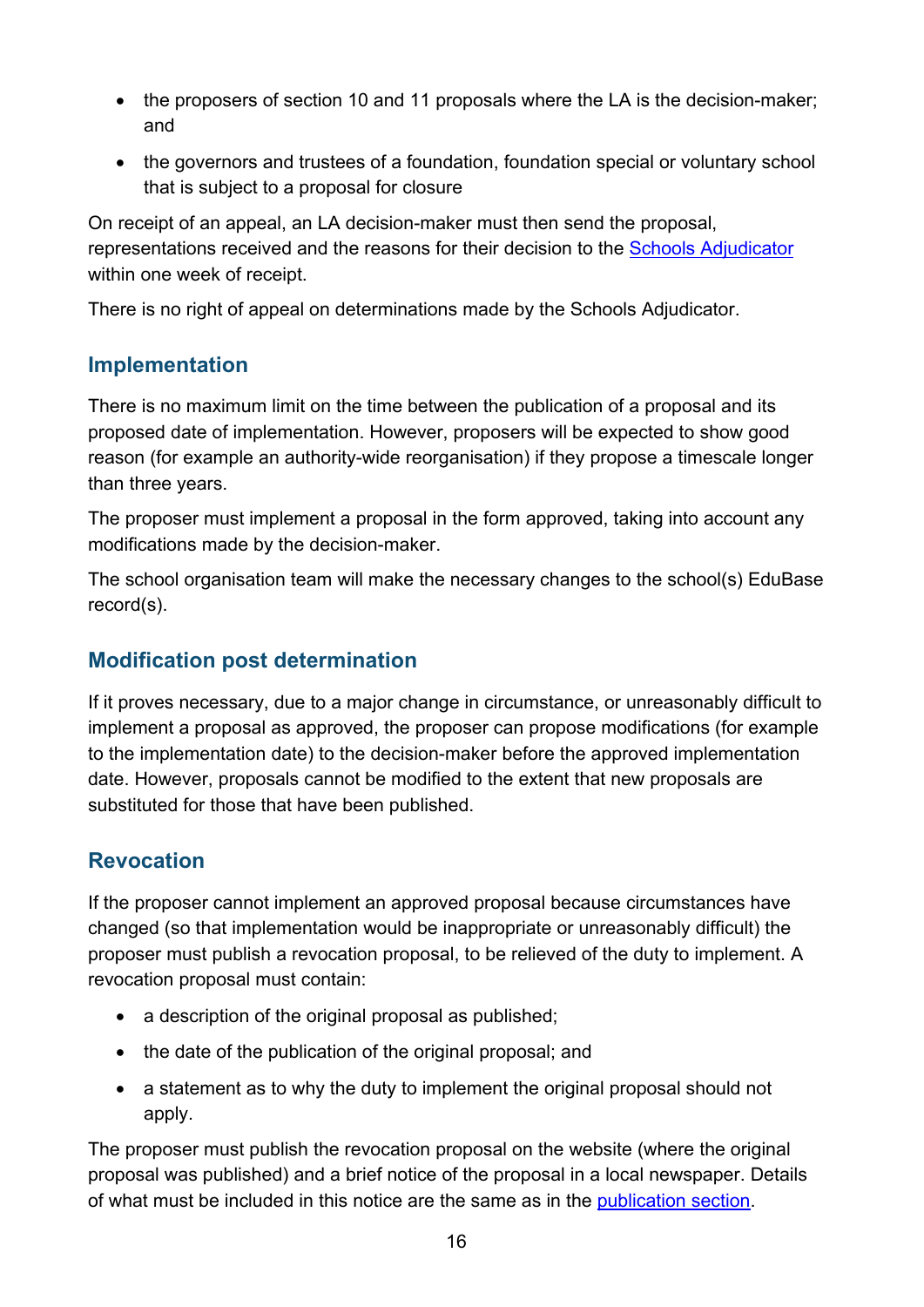- the proposers of section 10 and 11 proposals where the LA is the decision-maker; and
- the governors and trustees of a foundation, foundation special or voluntary school that is subject to a proposal for closure

On receipt of an appeal, an LA decision-maker must then send the proposal, representations received and the reasons for their decision to the Schools Adjudicator within one week of receipt.

There is no right of appeal on determinations made by the Schools Adjudicator.

## Implementation

There is no maximum limit on the time between the publication of a proposal and its proposed date of implementation. However, proposers will be expected to show good reason (for example an authority-wide reorganisation) if they propose a timescale longer than three years.

The proposer must implement a proposal in the form approved, taking into account any modifications made by the decision-maker.

The school organisation team will make the necessary changes to the school(s) EduBase record(s).

## Modification post determination

If it proves necessary, due to a major change in circumstance, or unreasonably difficult to implement a proposal as approved, the proposer can propose modifications (for example to the implementation date) to the decision-maker before the approved implementation date. However, proposals cannot be modified to the extent that new proposals are substituted for those that have been published.

## Revocation

If the proposer cannot implement an approved proposal because circumstances have changed (so that implementation would be inappropriate or unreasonably difficult) the proposer must publish a revocation proposal, to be relieved of the duty to implement. A revocation proposal must contain:

- a description of the original proposal as published;
- the date of the publication of the original proposal; and
- a statement as to why the duty to implement the original proposal should not apply.

The proposer must publish the revocation proposal on the website (where the original proposal was published) and a brief notice of the proposal in a local newspaper. Details of what must be included in this notice are the same as in the publication section.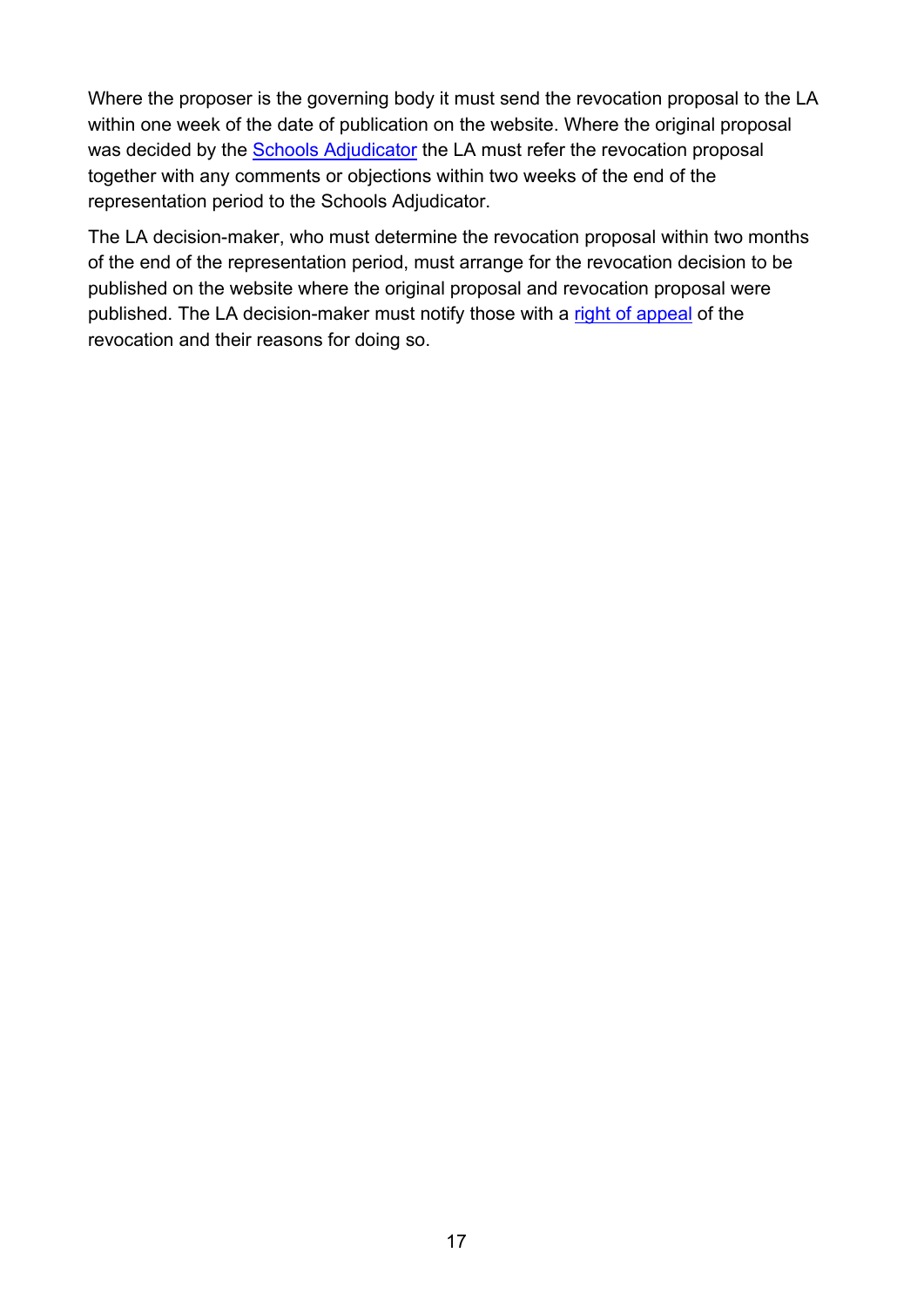Where the proposer is the governing body it must send the revocation proposal to the LA within one week of the date of publication on the website. Where the original proposal was decided by the Schools Adjudicator the LA must refer the revocation proposal together with any comments or objections within two weeks of the end of the representation period to the Schools Adjudicator.

The LA decision-maker, who must determine the revocation proposal within two months of the end of the representation period, must arrange for the revocation decision to be published on the website where the original proposal and revocation proposal were published. The LA decision-maker must notify those with a right of appeal of the revocation and their reasons for doing so.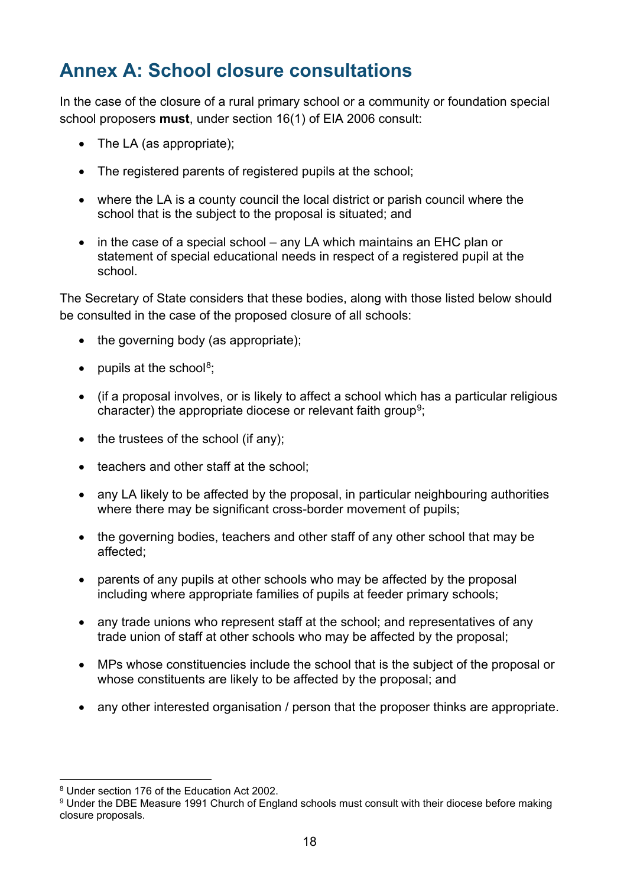## Annex A: School closure consultations

In the case of the closure of a rural primary school or a community or foundation special school proposers **must**, under section 16(1) of EIA 2006 consult:

- The LA (as appropriate);
- The registered parents of registered pupils at the school;
- where the LA is a county council the local district or parish council where the school that is the subject to the proposal is situated; and
- in the case of a special school – any LA which maintains an EHC plan or statement of special educational needs in respect of a registered pupil at the school.

The Secretary of State considers that these bodies, along with those listed below should be consulted in the case of the proposed closure of all schools:

- the governing body (as appropriate);
- pupils at the school[8];
- (if a proposal involves, or is likely to affect a school which has a particular religious character) the appropriate diocese or relevant faith group[9];
- the trustees of the school (if any);
- teachers and other staff at the school;
- any LA likely to be affected by the proposal, in particular neighbouring authorities where there may be significant cross-border movement of pupils;
- the governing bodies, teachers and other staff of any other school that may be affected;
- parents of any pupils at other schools who may be affected by the proposal including where appropriate families of pupils at feeder primary schools;
- any trade unions who represent staff at the school; and representatives of any trade union of staff at other schools who may be affected by the proposal;
- MPs whose constituencies include the school that is the subject of the proposal or whose constituents are likely to be affected by the proposal; and
- any other interested organisation / person that the proposer thinks are appropriate.

[8] Under section 176 of the Education Act 2002.

[9] Under the DBE Measure 1991 Church of England schools must consult with their diocese before making closure proposals.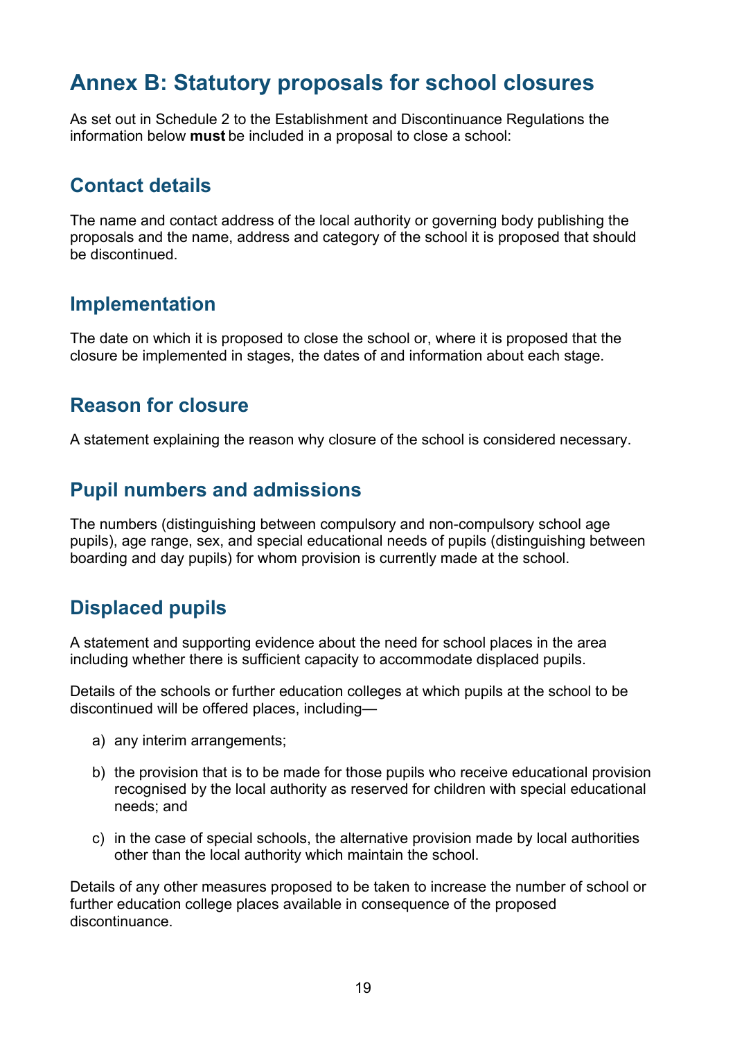# Annex B: Statutory proposals for school closures

As set out in Schedule 2 to the Establishment and Discontinuance Regulations the information below **must** be included in a proposal to close a school:

## Contact details

The name and contact address of the local authority or governing body publishing the proposals and the name, address and category of the school it is proposed that should be discontinued.

## Implementation

The date on which it is proposed to close the school or, where it is proposed that the closure be implemented in stages, the dates of and information about each stage.

## Reason for closure

A statement explaining the reason why closure of the school is considered necessary.

## Pupil numbers and admissions

The numbers (distinguishing between compulsory and non-compulsory school age pupils), age range, sex, and special educational needs of pupils (distinguishing between boarding and day pupils) for whom provision is currently made at the school.

## Displaced pupils

A statement and supporting evidence about the need for school places in the area including whether there is sufficient capacity to accommodate displaced pupils.

Details of the schools or further education colleges at which pupils at the school to be discontinued will be offered places, including—

a) any interim arrangements;

b) the provision that is to be made for those pupils who receive educational provision recognised by the local authority as reserved for children with special educational needs; and

c) in the case of special schools, the alternative provision made by local authorities other than the local authority which maintain the school.

Details of any other measures proposed to be taken to increase the number of school or further education college places available in consequence of the proposed discontinuance.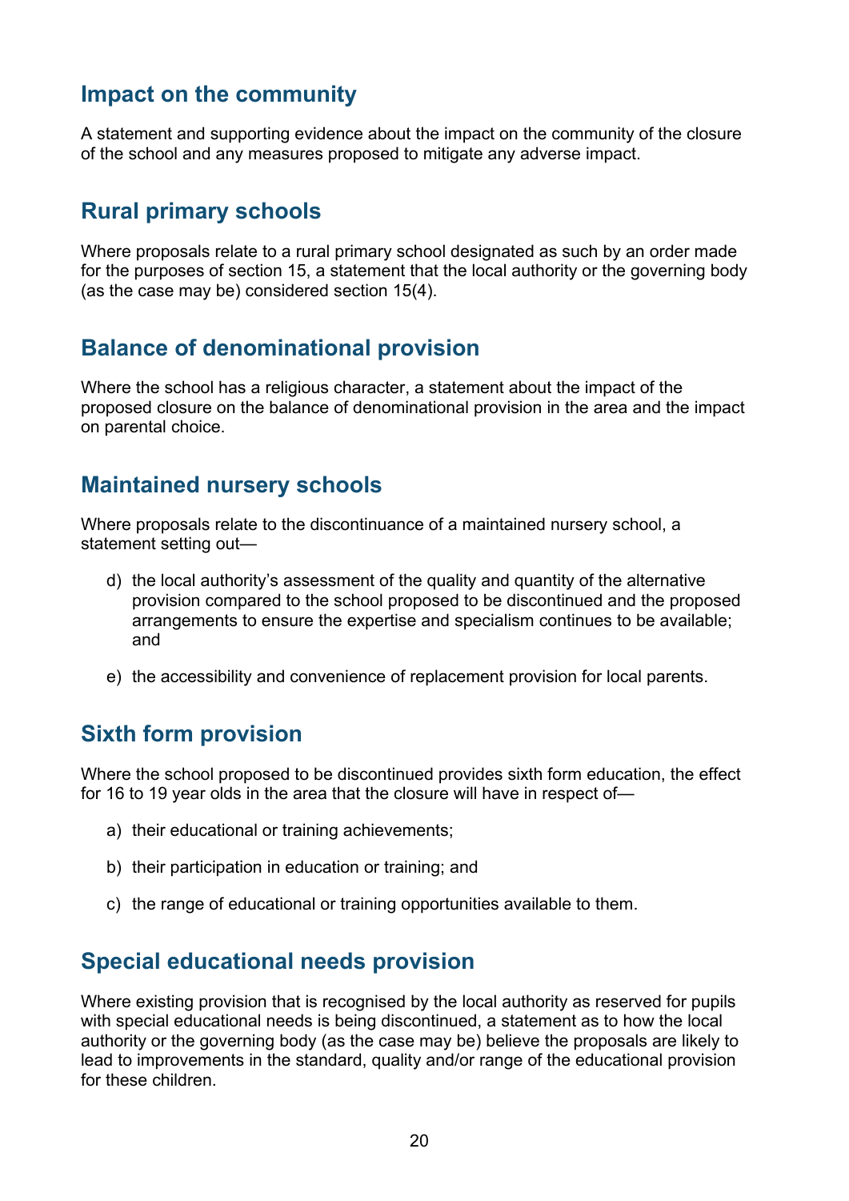## Impact on the community

A statement and supporting evidence about the impact on the community of the closure of the school and any measures proposed to mitigate any adverse impact.

## Rural primary schools

Where proposals relate to a rural primary school designated as such by an order made for the purposes of section 15, a statement that the local authority or the governing body (as the case may be) considered section 15(4).

## Balance of denominational provision

Where the school has a religious character, a statement about the impact of the proposed closure on the balance of denominational provision in the area and the impact on parental choice.

## Maintained nursery schools

Where proposals relate to the discontinuance of a maintained nursery school, a statement setting out—

d) the local authority's assessment of the quality and quantity of the alternative provision compared to the school proposed to be discontinued and the proposed arrangements to ensure the expertise and specialism continues to be available; and

e) the accessibility and convenience of replacement provision for local parents.

## Sixth form provision

Where the school proposed to be discontinued provides sixth form education, the effect for 16 to 19 year olds in the area that the closure will have in respect of—

a) their educational or training achievements;

b) their participation in education or training; and

c) the range of educational or training opportunities available to them.

## Special educational needs provision

Where existing provision that is recognised by the local authority as reserved for pupils with special educational needs is being discontinued, a statement as to how the local authority or the governing body (as the case may be) believe the proposals are likely to lead to improvements in the standard, quality and/or range of the educational provision for these children.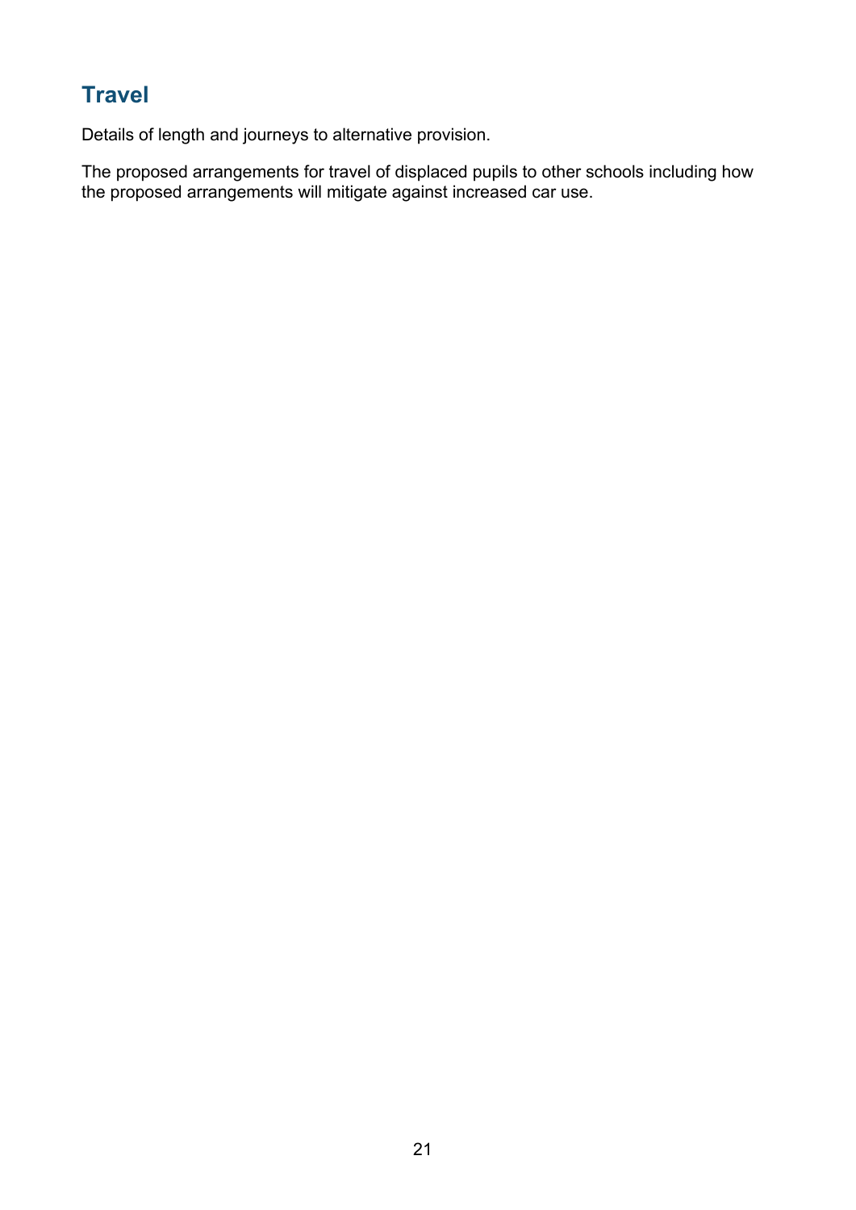## Travel

Details of length and journeys to alternative provision.

The proposed arrangements for travel of displaced pupils to other schools including how the proposed arrangements will mitigate against increased car use.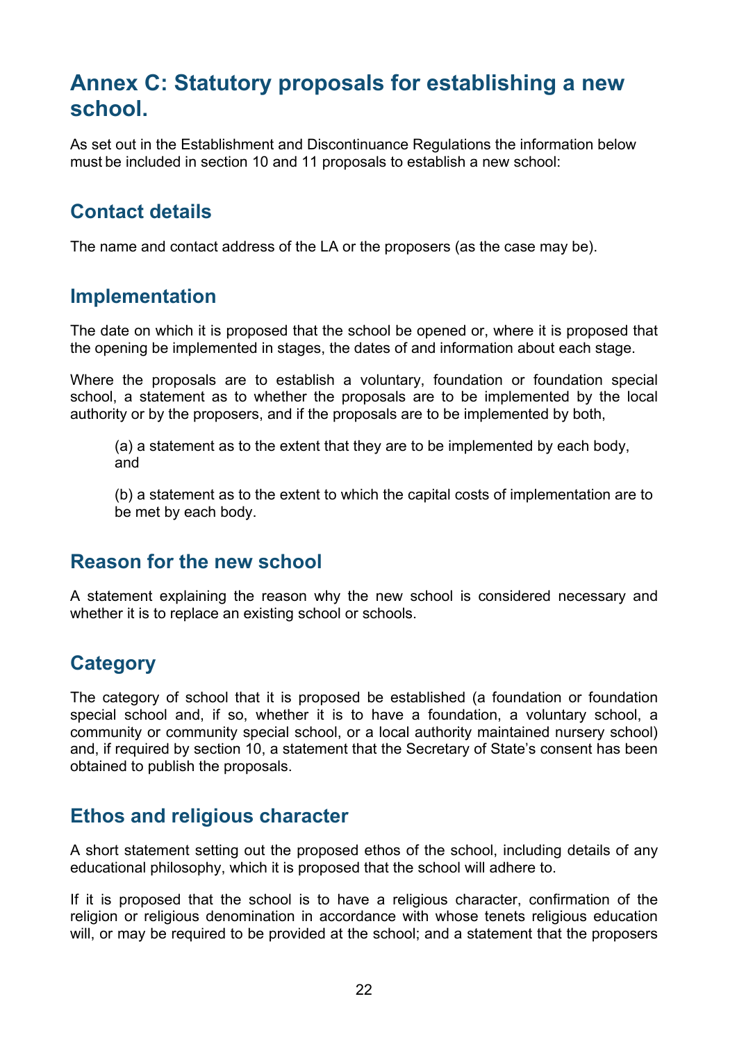# Annex C: Statutory proposals for establishing a new school.

As set out in the Establishment and Discontinuance Regulations the information below must be included in section 10 and 11 proposals to establish a new school:

## Contact details

The name and contact address of the LA or the proposers (as the case may be).

## Implementation

The date on which it is proposed that the school be opened or, where it is proposed that the opening be implemented in stages, the dates of and information about each stage.

Where the proposals are to establish a voluntary, foundation or foundation special school, a statement as to whether the proposals are to be implemented by the local authority or by the proposers, and if the proposals are to be implemented by both,

(a) a statement as to the extent that they are to be implemented by each body, and

(b) a statement as to the extent to which the capital costs of implementation are to be met by each body.

## Reason for the new school

A statement explaining the reason why the new school is considered necessary and whether it is to replace an existing school or schools.

## Category

The category of school that it is proposed be established (a foundation or foundation special school and, if so, whether it is to have a foundation, a voluntary school, a community or community special school, or a local authority maintained nursery school) and, if required by section 10, a statement that the Secretary of State's consent has been obtained to publish the proposals.

## Ethos and religious character

A short statement setting out the proposed ethos of the school, including details of any educational philosophy, which it is proposed that the school will adhere to.

If it is proposed that the school is to have a religious character, confirmation of the religion or religious denomination in accordance with whose tenets religious education will, or may be required to be provided at the school; and a statement that the proposers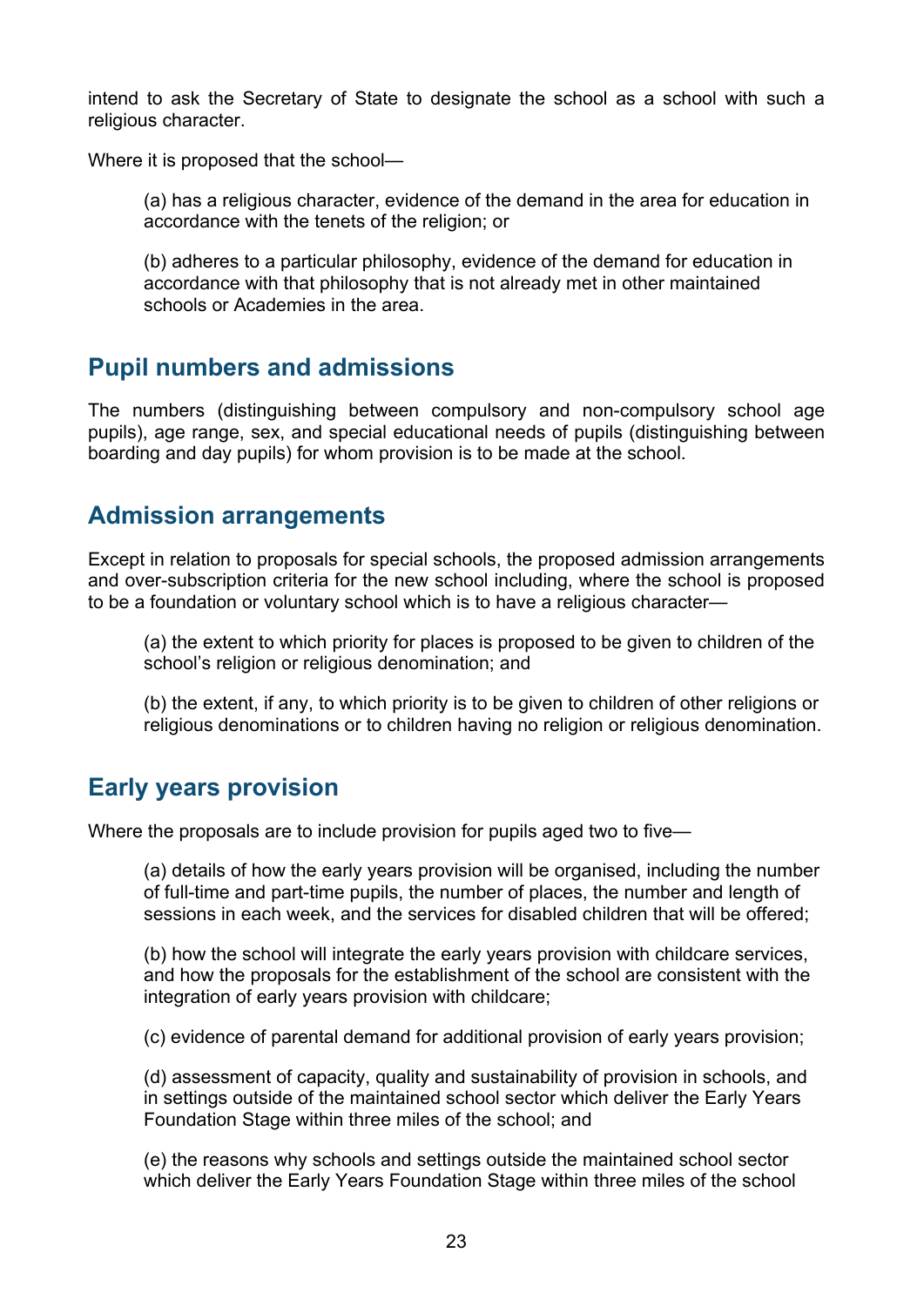intend to ask the Secretary of State to designate the school as a school with such a religious character.

Where it is proposed that the school—

(a) has a religious character, evidence of the demand in the area for education in accordance with the tenets of the religion; or

(b) adheres to a particular philosophy, evidence of the demand for education in accordance with that philosophy that is not already met in other maintained schools or Academies in the area.

## Pupil numbers and admissions

The numbers (distinguishing between compulsory and non-compulsory school age pupils), age range, sex, and special educational needs of pupils (distinguishing between boarding and day pupils) for whom provision is to be made at the school.

## Admission arrangements

Except in relation to proposals for special schools, the proposed admission arrangements and over-subscription criteria for the new school including, where the school is proposed to be a foundation or voluntary school which is to have a religious character—

(a) the extent to which priority for places is proposed to be given to children of the school's religion or religious denomination; and

(b) the extent, if any, to which priority is to be given to children of other religions or religious denominations or to children having no religion or religious denomination.

## Early years provision

Where the proposals are to include provision for pupils aged two to five—

(a) details of how the early years provision will be organised, including the number of full-time and part-time pupils, the number of places, the number and length of sessions in each week, and the services for disabled children that will be offered;

(b) how the school will integrate the early years provision with childcare services, and how the proposals for the establishment of the school are consistent with the integration of early years provision with childcare;

(c) evidence of parental demand for additional provision of early years provision;

(d) assessment of capacity, quality and sustainability of provision in schools, and in settings outside of the maintained school sector which deliver the Early Years Foundation Stage within three miles of the school; and

(e) the reasons why schools and settings outside the maintained school sector which deliver the Early Years Foundation Stage within three miles of the school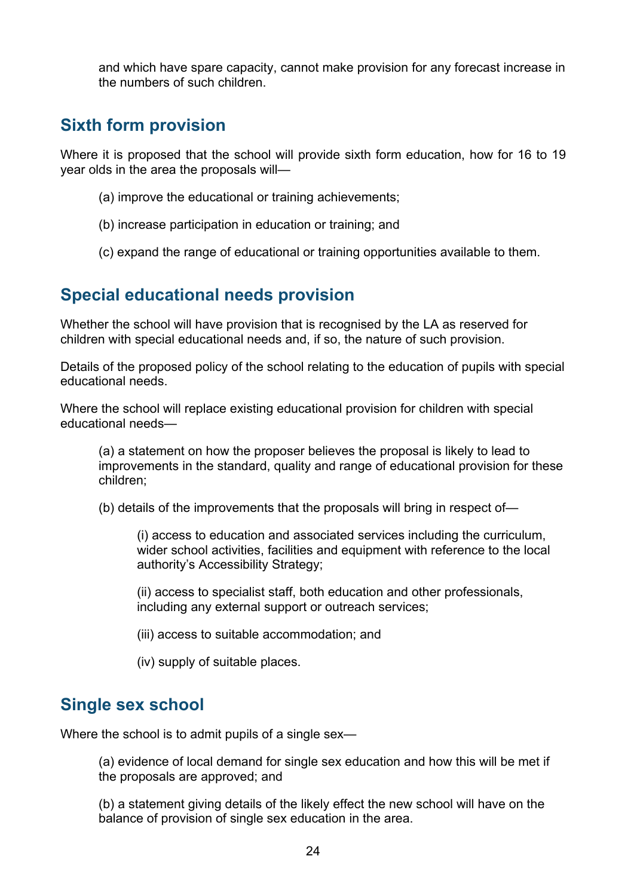and which have spare capacity, cannot make provision for any forecast increase in the numbers of such children.

## Sixth form provision

Where it is proposed that the school will provide sixth form education, how for 16 to 19 year olds in the area the proposals will—

(a) improve the educational or training achievements;

(b) increase participation in education or training; and

(c) expand the range of educational or training opportunities available to them.

## Special educational needs provision

Whether the school will have provision that is recognised by the LA as reserved for children with special educational needs and, if so, the nature of such provision.

Details of the proposed policy of the school relating to the education of pupils with special educational needs.

Where the school will replace existing educational provision for children with special educational needs—

(a) a statement on how the proposer believes the proposal is likely to lead to improvements in the standard, quality and range of educational provision for these children;

(b) details of the improvements that the proposals will bring in respect of—

(i) access to education and associated services including the curriculum, wider school activities, facilities and equipment with reference to the local authority's Accessibility Strategy;

(ii) access to specialist staff, both education and other professionals, including any external support or outreach services;

(iii) access to suitable accommodation; and

(iv) supply of suitable places.

## Single sex school

Where the school is to admit pupils of a single sex—

(a) evidence of local demand for single sex education and how this will be met if the proposals are approved; and

(b) a statement giving details of the likely effect the new school will have on the balance of provision of single sex education in the area.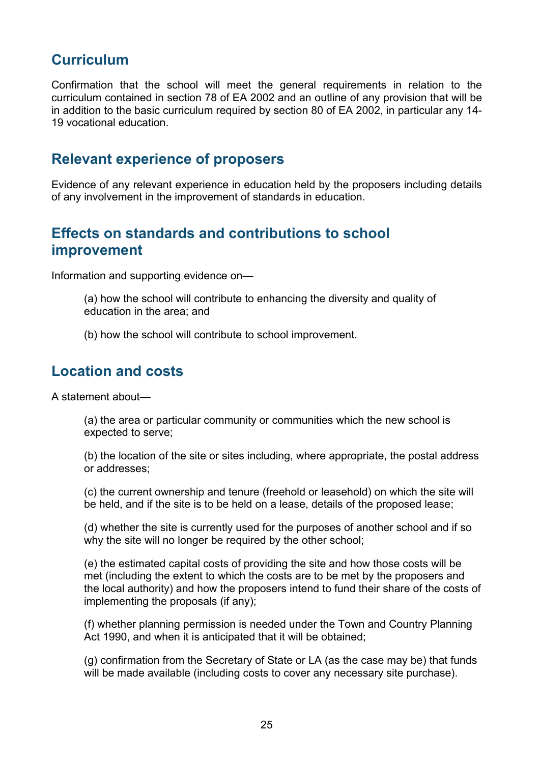## Curriculum

Confirmation that the school will meet the general requirements in relation to the curriculum contained in section 78 of EA 2002 and an outline of any provision that will be in addition to the basic curriculum required by section 80 of EA 2002, in particular any 14-19 vocational education.

## Relevant experience of proposers

Evidence of any relevant experience in education held by the proposers including details of any involvement in the improvement of standards in education.

## Effects on standards and contributions to school improvement

Information and supporting evidence on—

(a) how the school will contribute to enhancing the diversity and quality of education in the area; and

(b) how the school will contribute to school improvement.

## Location and costs

A statement about—

(a) the area or particular community or communities which the new school is expected to serve;

(b) the location of the site or sites including, where appropriate, the postal address or addresses;

(c) the current ownership and tenure (freehold or leasehold) on which the site will be held, and if the site is to be held on a lease, details of the proposed lease;

(d) whether the site is currently used for the purposes of another school and if so why the site will no longer be required by the other school;

(e) the estimated capital costs of providing the site and how those costs will be met (including the extent to which the costs are to be met by the proposers and the local authority) and how the proposers intend to fund their share of the costs of implementing the proposals (if any);

(f) whether planning permission is needed under the Town and Country Planning Act 1990, and when it is anticipated that it will be obtained;

(g) confirmation from the Secretary of State or LA (as the case may be) that funds will be made available (including costs to cover any necessary site purchase).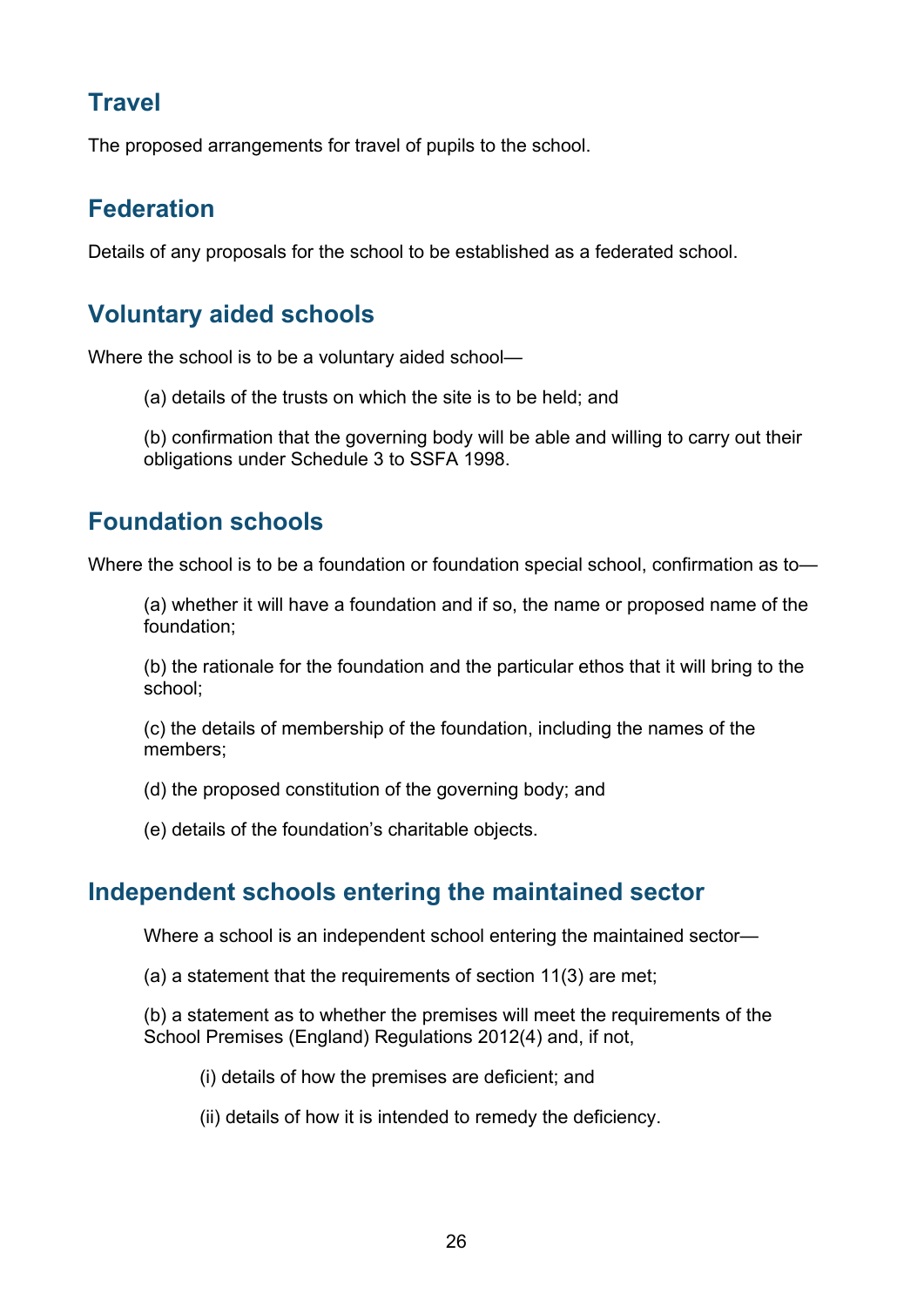## Travel

The proposed arrangements for travel of pupils to the school.

## Federation

Details of any proposals for the school to be established as a federated school.

## Voluntary aided schools

Where the school is to be a voluntary aided school—

(a) details of the trusts on which the site is to be held; and

(b) confirmation that the governing body will be able and willing to carry out their obligations under Schedule 3 to SSFA 1998.

## Foundation schools

Where the school is to be a foundation or foundation special school, confirmation as to—

(a) whether it will have a foundation and if so, the name or proposed name of the foundation;

(b) the rationale for the foundation and the particular ethos that it will bring to the school;

(c) the details of membership of the foundation, including the names of the members;

(d) the proposed constitution of the governing body; and

(e) details of the foundation's charitable objects.

## Independent schools entering the maintained sector

Where a school is an independent school entering the maintained sector—

(a) a statement that the requirements of section 11(3) are met;

(b) a statement as to whether the premises will meet the requirements of the School Premises (England) Regulations 2012(4) and, if not,

(i) details of how the premises are deficient; and

(ii) details of how it is intended to remedy the deficiency.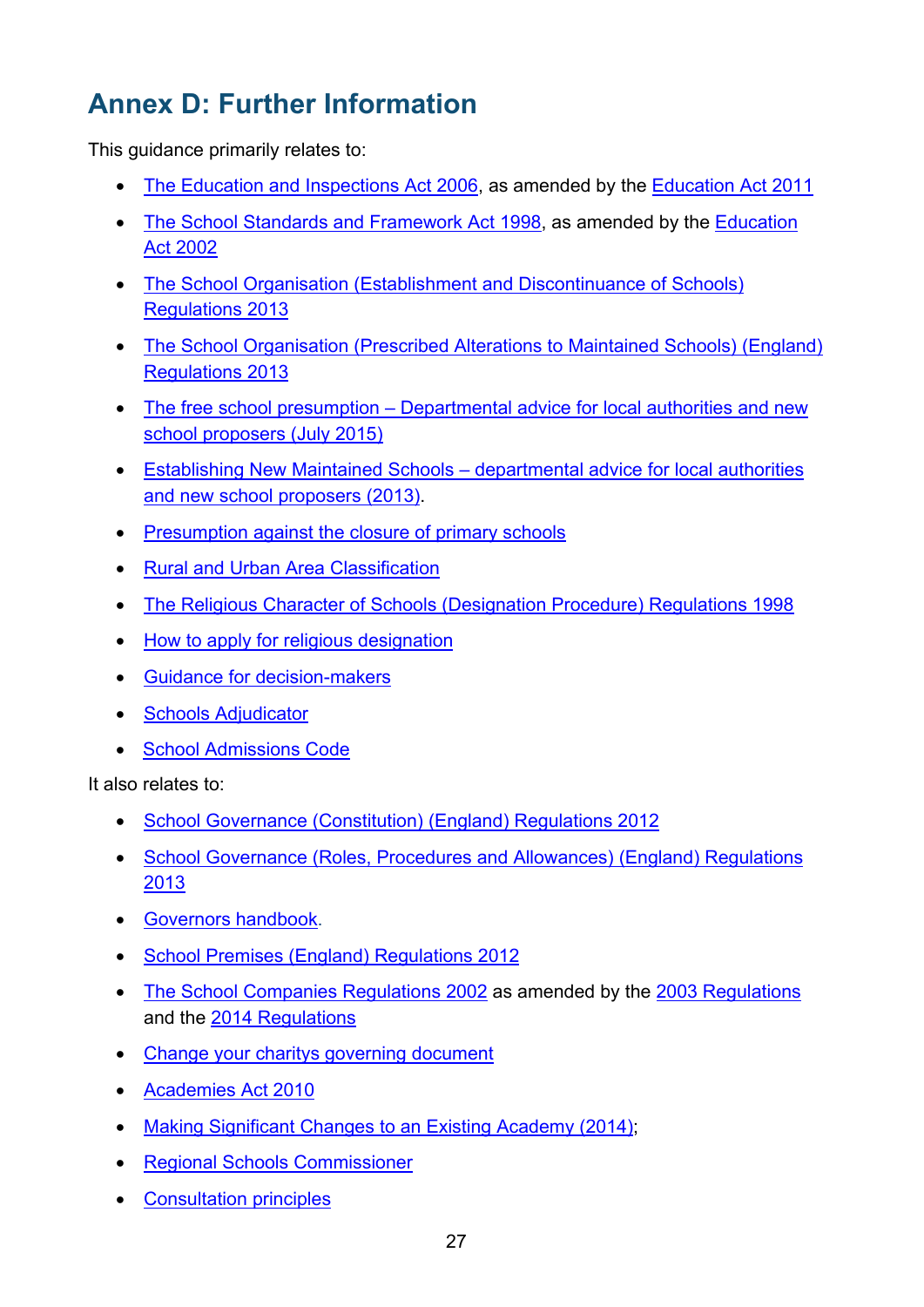# Annex D: Further Information

This guidance primarily relates to:

- The Education and Inspections Act 2006, as amended by the Education Act 2011
- The School Standards and Framework Act 1998, as amended by the Education Act 2002
- The School Organisation (Establishment and Discontinuance of Schools) Regulations 2013
- The School Organisation (Prescribed Alterations to Maintained Schools) (England) Regulations 2013
- The free school presumption – Departmental advice for local authorities and new school proposers (July 2015)
- Establishing New Maintained Schools – departmental advice for local authorities and new school proposers (2013).
- Presumption against the closure of primary schools
- Rural and Urban Area Classification
- The Religious Character of Schools (Designation Procedure) Regulations 1998
- How to apply for religious designation
- Guidance for decision-makers
- Schools Adjudicator
- School Admissions Code

It also relates to:

- School Governance (Constitution) (England) Regulations 2012
- School Governance (Roles, Procedures and Allowances) (England) Regulations 2013
- Governors handbook.
- School Premises (England) Regulations 2012
- The School Companies Regulations 2002 as amended by the 2003 Regulations and the 2014 Regulations
- Change your charitys governing document
- Academies Act 2010
- Making Significant Changes to an Existing Academy (2014);
- Regional Schools Commissioner
- Consultation principles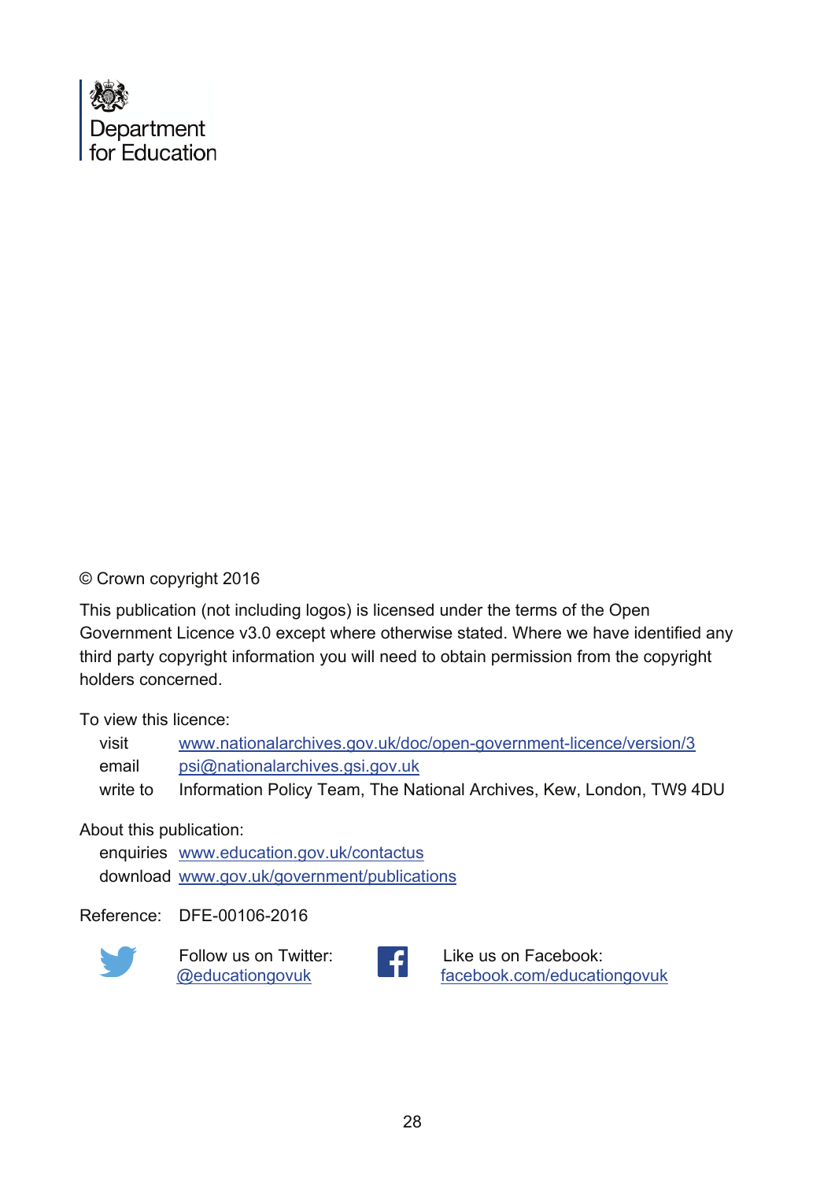Department for Education

© Crown copyright 2016

This publication (not including logos) is licensed under the terms of the Open Government Licence v3.0 except where otherwise stated. Where we have identified any third party copyright information you will need to obtain permission from the copyright holders concerned.

To view this licence:

| | |
|---|---|
| visit | www.nationalarchives.gov.uk/doc/open-government-licence/version/3 |
| email | psi@nationalarchives.gsi.gov.uk |
| write to | Information Policy Team, The National Archives, Kew, London, TW9 4DU |

About this publication:

| | |
|---|---|
| enquiries | www.education.gov.uk/contactus |
| download | www.gov.uk/government/publications |

Reference: DFE-00106-2016

Follow us on Twitter: @educationgovuk

Like us on Facebook: facebook.com/educationgovuk